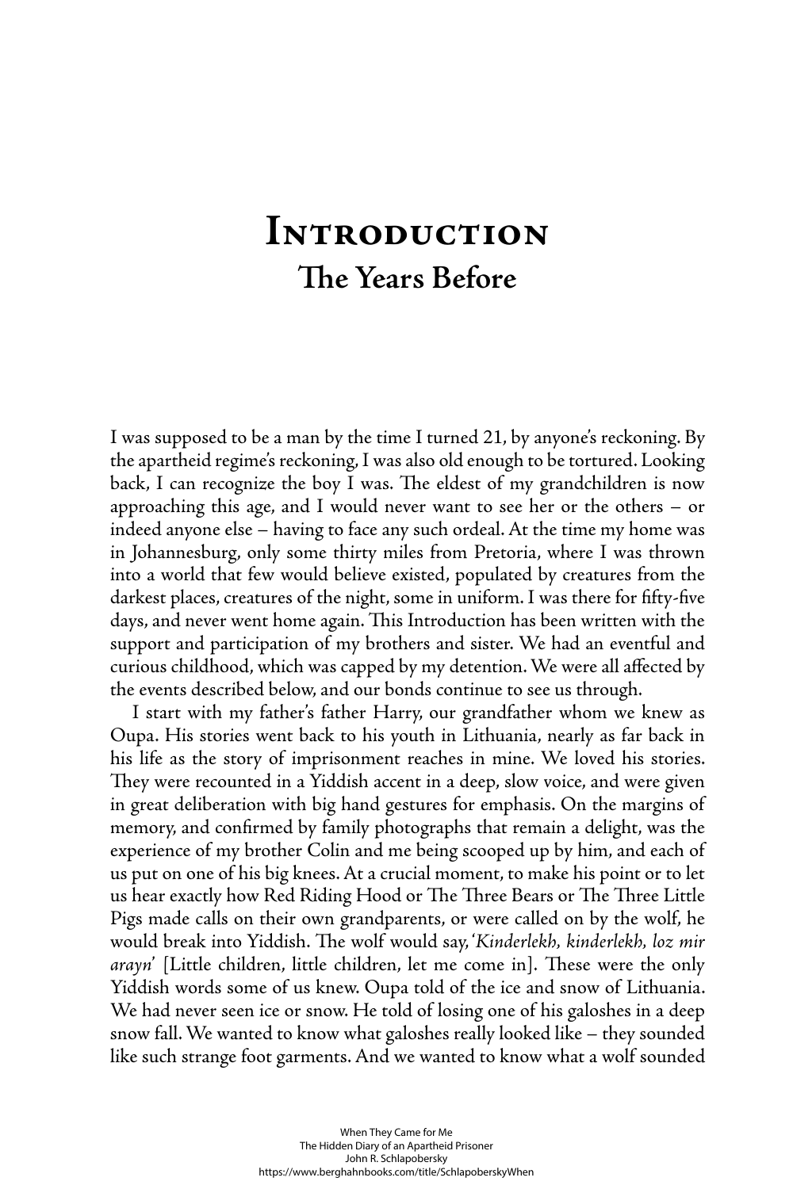# Introduction

## The Years Before

I was supposed to be a man by the time I turned 21, by anyone's reckoning. By the apartheid regime's reckoning, I was also old enough to be tortured. Looking back, I can recognize the boy I was. The eldest of my grandchildren is now approaching this age, and I would never want to see her or the others – or indeed anyone else – having to face any such ordeal. At the time my home was in Johannesburg, only some thirty miles from Pretoria, where I was thrown into a world that few would believe existed, populated by creatures from the darkest places, creatures of the night, some in uniform. I was there for fifty-five days, and never went home again. This Introduction has been written with the support and participation of my brothers and sister. We had an eventful and curious childhood, which was capped by my detention. We were all affected by the events described below, and our bonds continue to see us through.

I start with my father's father Harry, our grandfather whom we knew as Oupa. His stories went back to his youth in Lithuania, nearly as far back in his life as the story of imprisonment reaches in mine. We loved his stories. They were recounted in a Yiddish accent in a deep, slow voice, and were given in great deliberation with big hand gestures for emphasis. On the margins of memory, and confirmed by family photographs that remain a delight, was the experience of my brother Colin and me being scooped up by him, and each of us put on one of his big knees. At a crucial moment, to make his point or to let us hear exactly how Red Riding Hood or The Three Bears or The Three Little Pigs made calls on their own grandparents, or were called on by the wolf, he would break into Yiddish. The wolf would say, '*Kinderlekh, kinderlekh, loz mir arayn*' [Little children, little children, let me come in]. These were the only Yiddish words some of us knew. Oupa told of the ice and snow of Lithuania. We had never seen ice or snow. He told of losing one of his galoshes in a deep snow fall. We wanted to know what galoshes really looked like – they sounded like such strange foot garments. And we wanted to know what a wolf sounded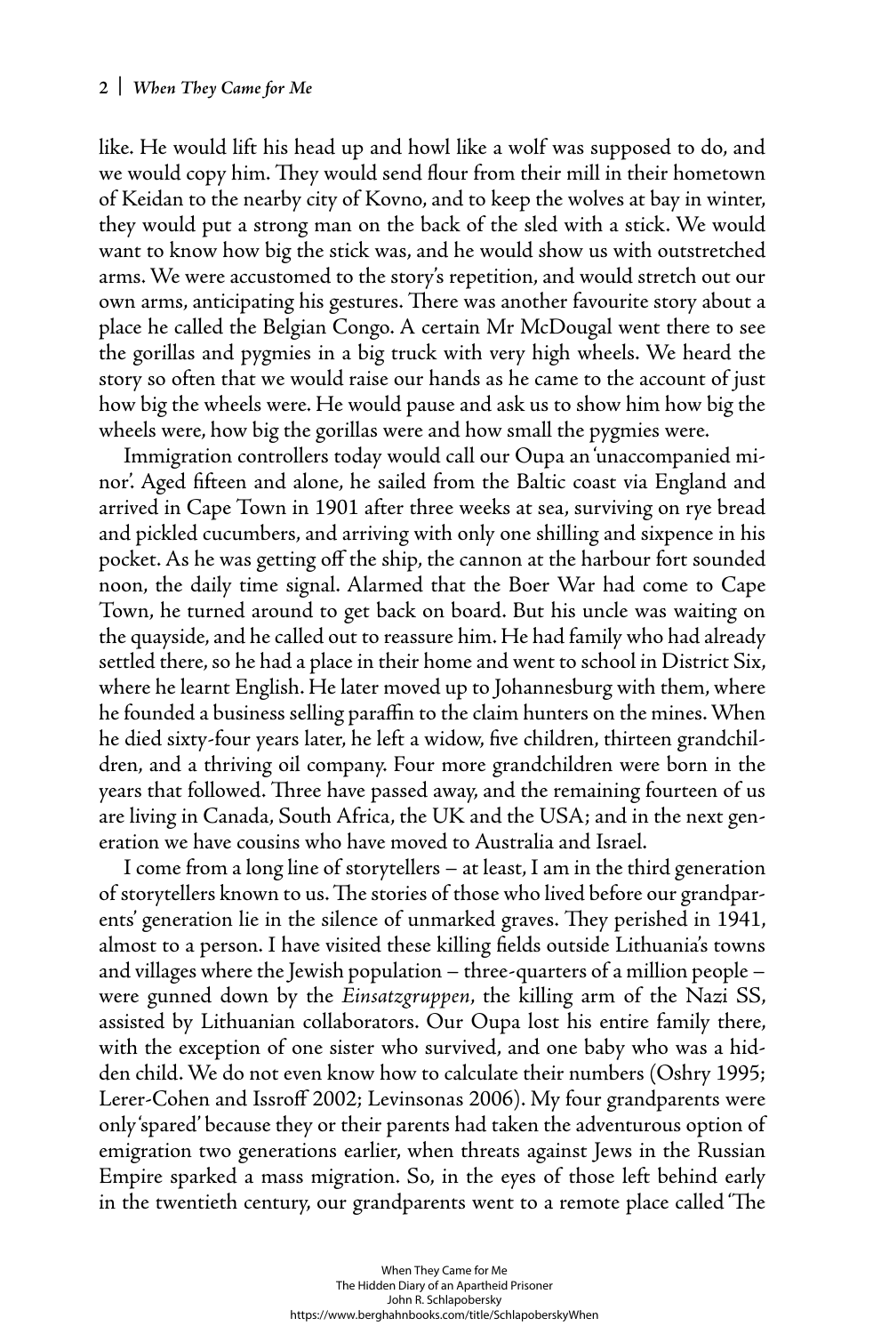like. He would lift his head up and howl like a wolf was supposed to do, and we would copy him. They would send flour from their mill in their hometown of Keidan to the nearby city of Kovno, and to keep the wolves at bay in winter, they would put a strong man on the back of the sled with a stick. We would want to know how big the stick was, and he would show us with outstretched arms. We were accustomed to the story's repetition, and would stretch out our own arms, anticipating his gestures. There was another favourite story about a place he called the Belgian Congo. A certain Mr McDougal went there to see the gorillas and pygmies in a big truck with very high wheels. We heard the story so often that we would raise our hands as he came to the account of just how big the wheels were. He would pause and ask us to show him how big the wheels were, how big the gorillas were and how small the pygmies were.

Immigration controllers today would call our Oupa an 'unaccompanied minor'. Aged fifteen and alone, he sailed from the Baltic coast via England and arrived in Cape Town in 1901 after three weeks at sea, surviving on rye bread and pickled cucumbers, and arriving with only one shilling and sixpence in his pocket. As he was getting off the ship, the cannon at the harbour fort sounded noon, the daily time signal. Alarmed that the Boer War had come to Cape Town, he turned around to get back on board. But his uncle was waiting on the quayside, and he called out to reassure him. He had family who had already settled there, so he had a place in their home and went to school in District Six, where he learnt English. He later moved up to Johannesburg with them, where he founded a business selling paraffin to the claim hunters on the mines. When he died sixty-four years later, he left a widow, five children, thirteen grandchildren, and a thriving oil company. Four more grandchildren were born in the years that followed. Three have passed away, and the remaining fourteen of us are living in Canada, South Africa, the UK and the USA; and in the next generation we have cousins who have moved to Australia and Israel.

I come from a long line of storytellers – at least, I am in the third generation of storytellers known to us. The stories of those who lived before our grandparents' generation lie in the silence of unmarked graves. They perished in 1941, almost to a person. I have visited these killing fields outside Lithuania's towns and villages where the Jewish population – three-quarters of a million people – were gunned down by the *Einsatzgruppen*, the killing arm of the Nazi SS, assisted by Lithuanian collaborators. Our Oupa lost his entire family there, with the exception of one sister who survived, and one baby who was a hidden child. We do not even know how to calculate their numbers (Oshry 1995; Lerer-Cohen and Issroff 2002; Levinsonas 2006). My four grandparents were only 'spared' because they or their parents had taken the adventurous option of emigration two generations earlier, when threats against Jews in the Russian Empire sparked a mass migration. So, in the eyes of those left behind early in the twentieth century, our grandparents went to a remote place called 'The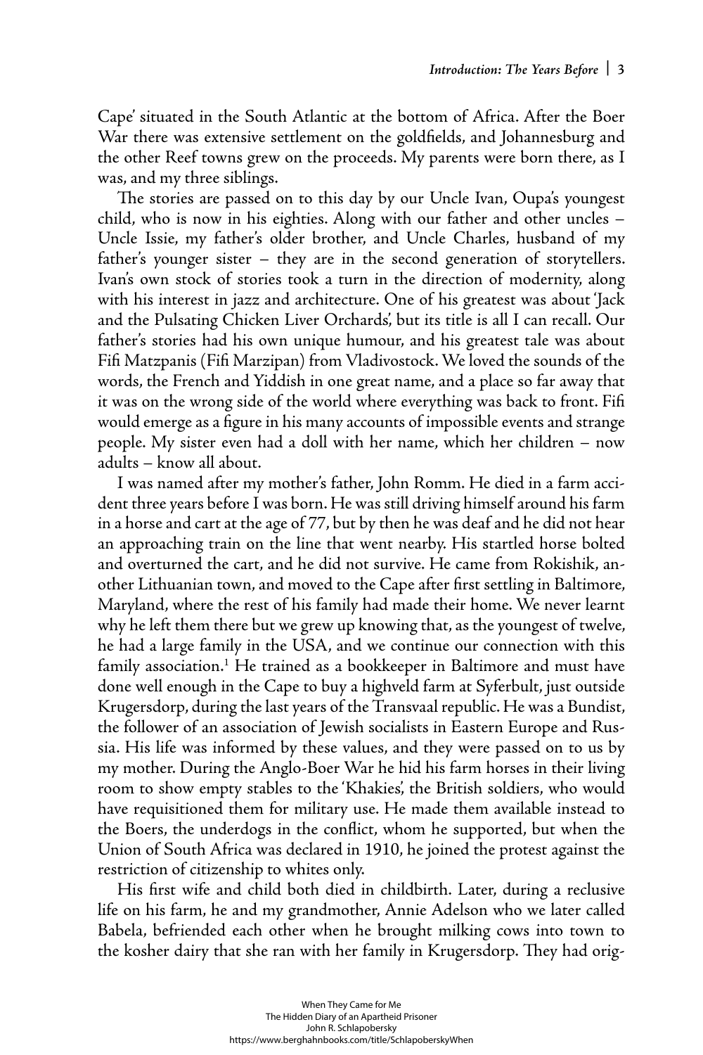Cape' situated in the South Atlantic at the bottom of Africa. After the Boer War there was extensive settlement on the goldfields, and Johannesburg and the other Reef towns grew on the proceeds. My parents were born there, as I was, and my three siblings.

The stories are passed on to this day by our Uncle Ivan, Oupa's youngest child, who is now in his eighties. Along with our father and other uncles – Uncle Issie, my father's older brother, and Uncle Charles, husband of my father's younger sister – they are in the second generation of storytellers. Ivan's own stock of stories took a turn in the direction of modernity, along with his interest in jazz and architecture. One of his greatest was about 'Jack and the Pulsating Chicken Liver Orchards', but its title is all I can recall. Our father's stories had his own unique humour, and his greatest tale was about Fifi Matzpanis (Fifi Marzipan) from Vladivostock. We loved the sounds of the words, the French and Yiddish in one great name, and a place so far away that it was on the wrong side of the world where everything was back to front. Fifi would emerge as a figure in his many accounts of impossible events and strange people. My sister even had a doll with her name, which her children – now adults – know all about.

I was named after my mother's father, John Romm. He died in a farm accident three years before I was born. He was still driving himself around his farm in a horse and cart at the age of 77, but by then he was deaf and he did not hear an approaching train on the line that went nearby. His startled horse bolted and overturned the cart, and he did not survive. He came from Rokishik, another Lithuanian town, and moved to the Cape after first settling in Baltimore, Maryland, where the rest of his family had made their home. We never learnt why he left them there but we grew up knowing that, as the youngest of twelve, he had a large family in the USA, and we continue our connection with this family association.[1] He trained as a bookkeeper in Baltimore and must have done well enough in the Cape to buy a highveld farm at Syferbult, just outside Krugersdorp, during the last years of the Transvaal republic. He was a Bundist, the follower of an association of Jewish socialists in Eastern Europe and Russia. His life was informed by these values, and they were passed on to us by my mother. During the Anglo-Boer War he hid his farm horses in their living room to show empty stables to the 'Khakies', the British soldiers, who would have requisitioned them for military use. He made them available instead to the Boers, the underdogs in the conflict, whom he supported, but when the Union of South Africa was declared in 1910, he joined the protest against the restriction of citizenship to whites only.

His first wife and child both died in childbirth. Later, during a reclusive life on his farm, he and my grandmother, Annie Adelson who we later called Babela, befriended each other when he brought milking cows into town to the kosher dairy that she ran with her family in Krugersdorp. They had orig-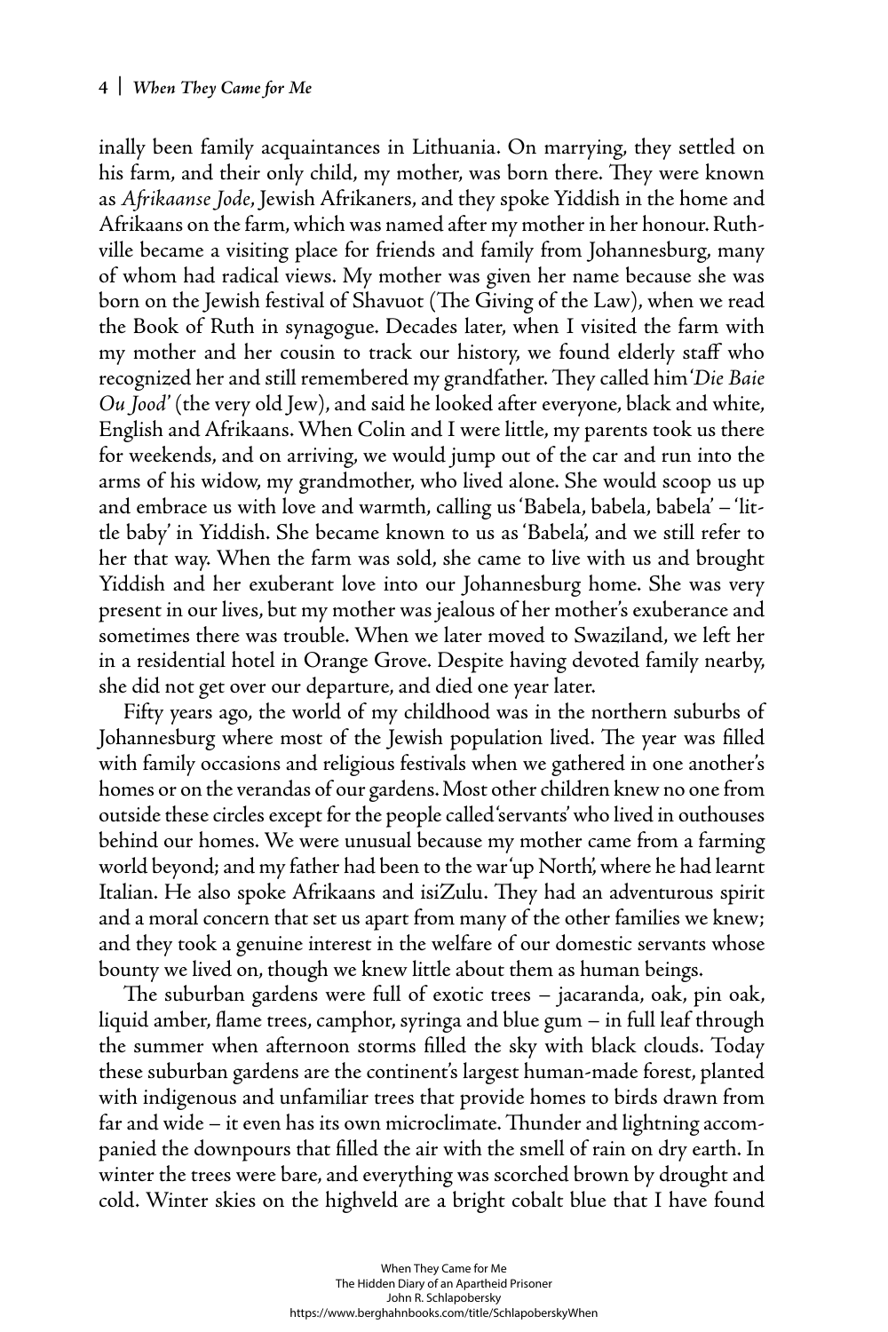inally been family acquaintances in Lithuania. On marrying, they settled on his farm, and their only child, my mother, was born there. They were known as *Afrikaanse Jode*, Jewish Afrikaners, and they spoke Yiddish in the home and Afrikaans on the farm, which was named after my mother in her honour. Ruthville became a visiting place for friends and family from Johannesburg, many of whom had radical views. My mother was given her name because she was born on the Jewish festival of Shavuot (The Giving of the Law), when we read the Book of Ruth in synagogue. Decades later, when I visited the farm with my mother and her cousin to track our history, we found elderly staff who recognized her and still remembered my grandfather. They called him '*Die Baie Ou Jood*' (the very old Jew), and said he looked after everyone, black and white, English and Afrikaans. When Colin and I were little, my parents took us there for weekends, and on arriving, we would jump out of the car and run into the arms of his widow, my grandmother, who lived alone. She would scoop us up and embrace us with love and warmth, calling us 'Babela, babela, babela' – 'little baby' in Yiddish. She became known to us as 'Babela', and we still refer to her that way. When the farm was sold, she came to live with us and brought Yiddish and her exuberant love into our Johannesburg home. She was very present in our lives, but my mother was jealous of her mother's exuberance and sometimes there was trouble. When we later moved to Swaziland, we left her in a residential hotel in Orange Grove. Despite having devoted family nearby, she did not get over our departure, and died one year later.

Fifty years ago, the world of my childhood was in the northern suburbs of Johannesburg where most of the Jewish population lived. The year was filled with family occasions and religious festivals when we gathered in one another's homes or on the verandas of our gardens. Most other children knew no one from outside these circles except for the people called 'servants' who lived in outhouses behind our homes. We were unusual because my mother came from a farming world beyond; and my father had been to the war 'up North', where he had learnt Italian. He also spoke Afrikaans and isiZulu. They had an adventurous spirit and a moral concern that set us apart from many of the other families we knew; and they took a genuine interest in the welfare of our domestic servants whose bounty we lived on, though we knew little about them as human beings.

The suburban gardens were full of exotic trees – jacaranda, oak, pin oak, liquid amber, flame trees, camphor, syringa and blue gum – in full leaf through the summer when afternoon storms filled the sky with black clouds. Today these suburban gardens are the continent's largest human-made forest, planted with indigenous and unfamiliar trees that provide homes to birds drawn from far and wide – it even has its own microclimate. Thunder and lightning accompanied the downpours that filled the air with the smell of rain on dry earth. In winter the trees were bare, and everything was scorched brown by drought and cold. Winter skies on the highveld are a bright cobalt blue that I have found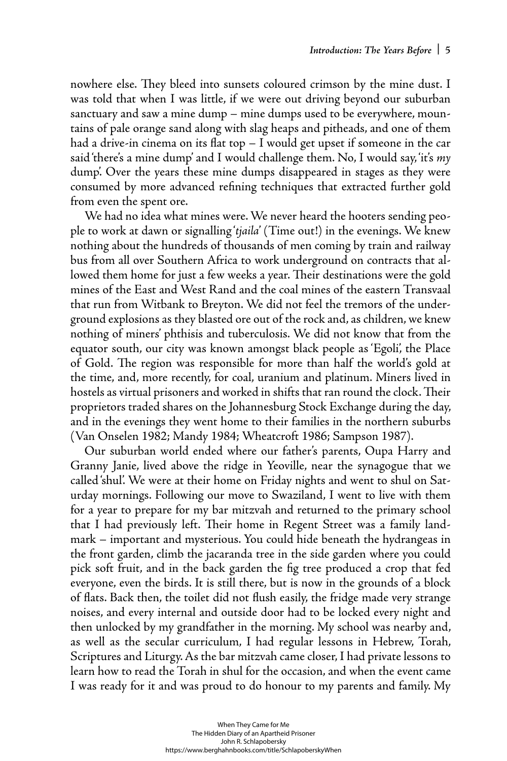nowhere else. They bleed into sunsets coloured crimson by the mine dust. I was told that when I was little, if we were out driving beyond our suburban sanctuary and saw a mine dump – mine dumps used to be everywhere, mountains of pale orange sand along with slag heaps and pitheads, and one of them had a drive-in cinema on its flat top – I would get upset if someone in the car said 'there's a mine dump' and I would challenge them. No, I would say, 'it's *my* dump'. Over the years these mine dumps disappeared in stages as they were consumed by more advanced refining techniques that extracted further gold from even the spent ore.

We had no idea what mines were. We never heard the hooters sending people to work at dawn or signalling '*tjaila*' (Time out!) in the evenings. We knew nothing about the hundreds of thousands of men coming by train and railway bus from all over Southern Africa to work underground on contracts that allowed them home for just a few weeks a year. Their destinations were the gold mines of the East and West Rand and the coal mines of the eastern Transvaal that run from Witbank to Breyton. We did not feel the tremors of the underground explosions as they blasted ore out of the rock and, as children, we knew nothing of miners' phthisis and tuberculosis. We did not know that from the equator south, our city was known amongst black people as 'Egoli', the Place of Gold. The region was responsible for more than half the world's gold at the time, and, more recently, for coal, uranium and platinum. Miners lived in hostels as virtual prisoners and worked in shifts that ran round the clock. Their proprietors traded shares on the Johannesburg Stock Exchange during the day, and in the evenings they went home to their families in the northern suburbs (Van Onselen 1982; Mandy 1984; Wheatcroft 1986; Sampson 1987).

Our suburban world ended where our father's parents, Oupa Harry and Granny Janie, lived above the ridge in Yeoville, near the synagogue that we called 'shul'. We were at their home on Friday nights and went to shul on Saturday mornings. Following our move to Swaziland, I went to live with them for a year to prepare for my bar mitzvah and returned to the primary school that I had previously left. Their home in Regent Street was a family landmark – important and mysterious. You could hide beneath the hydrangeas in the front garden, climb the jacaranda tree in the side garden where you could pick soft fruit, and in the back garden the fig tree produced a crop that fed everyone, even the birds. It is still there, but is now in the grounds of a block of flats. Back then, the toilet did not flush easily, the fridge made very strange noises, and every internal and outside door had to be locked every night and then unlocked by my grandfather in the morning. My school was nearby and, as well as the secular curriculum, I had regular lessons in Hebrew, Torah, Scriptures and Liturgy. As the bar mitzvah came closer, I had private lessons to learn how to read the Torah in shul for the occasion, and when the event came I was ready for it and was proud to do honour to my parents and family. My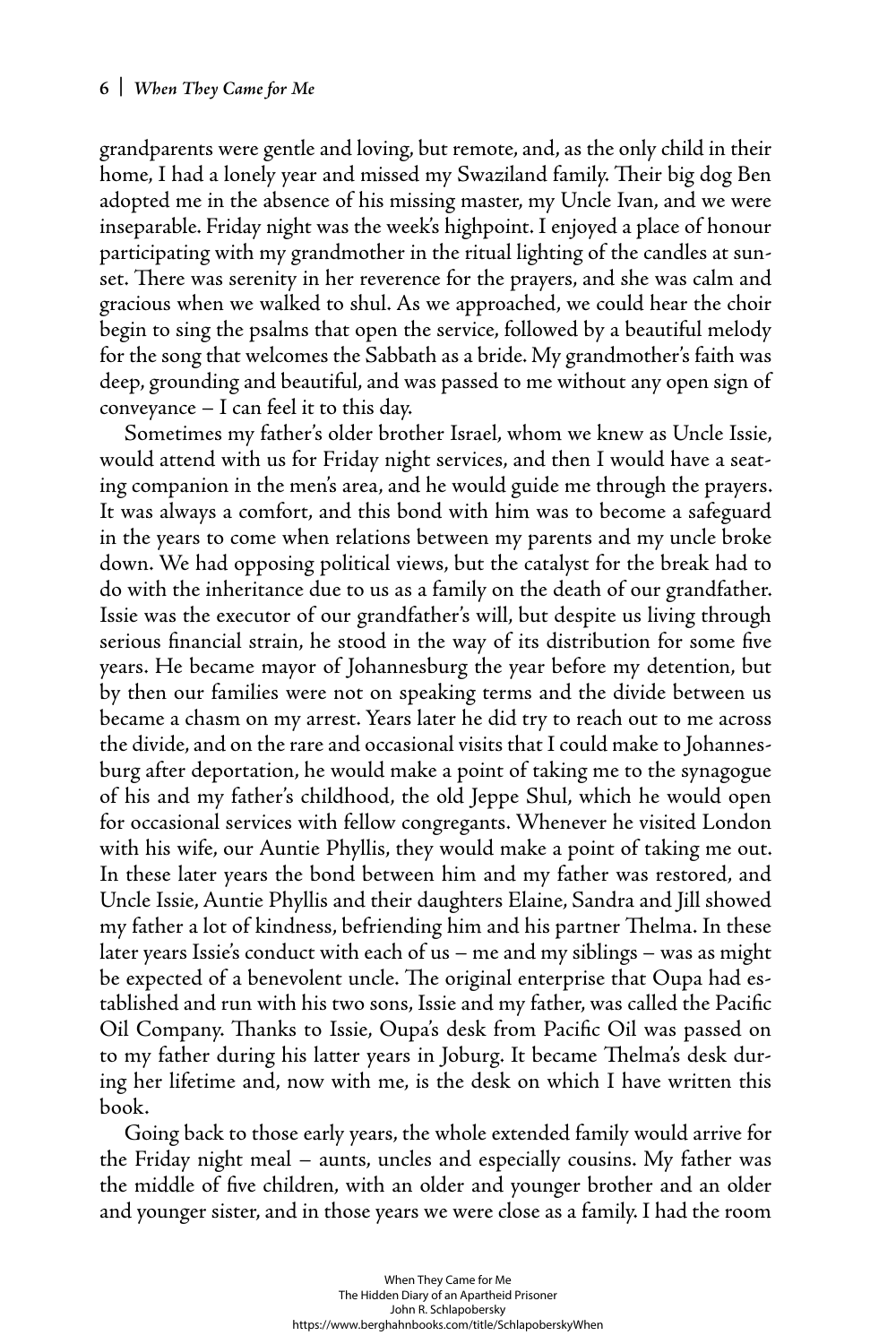grandparents were gentle and loving, but remote, and, as the only child in their home, I had a lonely year and missed my Swaziland family. Their big dog Ben adopted me in the absence of his missing master, my Uncle Ivan, and we were inseparable. Friday night was the week's highpoint. I enjoyed a place of honour participating with my grandmother in the ritual lighting of the candles at sunset. There was serenity in her reverence for the prayers, and she was calm and gracious when we walked to shul. As we approached, we could hear the choir begin to sing the psalms that open the service, followed by a beautiful melody for the song that welcomes the Sabbath as a bride. My grandmother's faith was deep, grounding and beautiful, and was passed to me without any open sign of conveyance – I can feel it to this day.

Sometimes my father's older brother Israel, whom we knew as Uncle Issie, would attend with us for Friday night services, and then I would have a seating companion in the men's area, and he would guide me through the prayers. It was always a comfort, and this bond with him was to become a safeguard in the years to come when relations between my parents and my uncle broke down. We had opposing political views, but the catalyst for the break had to do with the inheritance due to us as a family on the death of our grandfather. Issie was the executor of our grandfather's will, but despite us living through serious financial strain, he stood in the way of its distribution for some five years. He became mayor of Johannesburg the year before my detention, but by then our families were not on speaking terms and the divide between us became a chasm on my arrest. Years later he did try to reach out to me across the divide, and on the rare and occasional visits that I could make to Johannesburg after deportation, he would make a point of taking me to the synagogue of his and my father's childhood, the old Jeppe Shul, which he would open for occasional services with fellow congregants. Whenever he visited London with his wife, our Auntie Phyllis, they would make a point of taking me out. In these later years the bond between him and my father was restored, and Uncle Issie, Auntie Phyllis and their daughters Elaine, Sandra and Jill showed my father a lot of kindness, befriending him and his partner Thelma. In these later years Issie's conduct with each of us – me and my siblings – was as might be expected of a benevolent uncle. The original enterprise that Oupa had established and run with his two sons, Issie and my father, was called the Pacific Oil Company. Thanks to Issie, Oupa's desk from Pacific Oil was passed on to my father during his latter years in Joburg. It became Thelma's desk during her lifetime and, now with me, is the desk on which I have written this book.

Going back to those early years, the whole extended family would arrive for the Friday night meal – aunts, uncles and especially cousins. My father was the middle of five children, with an older and younger brother and an older and younger sister, and in those years we were close as a family. I had the room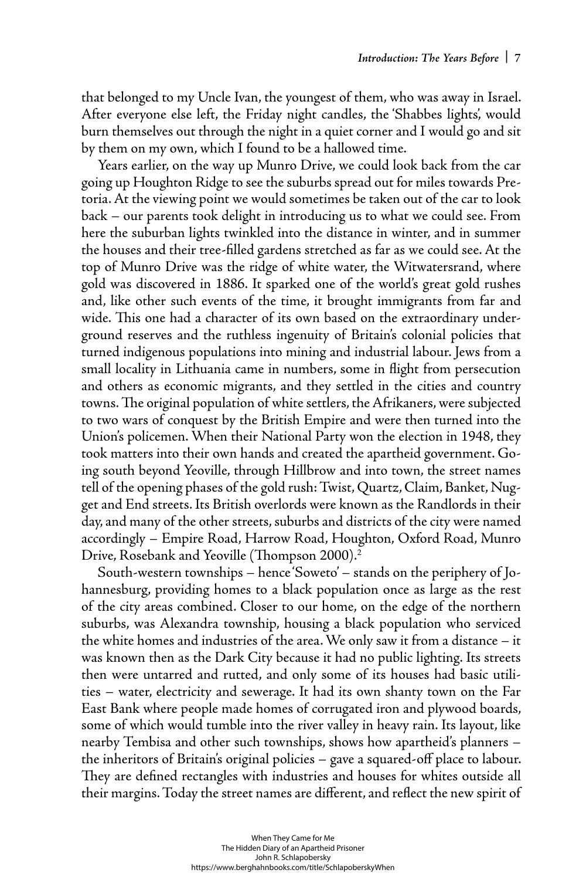that belonged to my Uncle Ivan, the youngest of them, who was away in Israel. After everyone else left, the Friday night candles, the 'Shabbes lights', would burn themselves out through the night in a quiet corner and I would go and sit by them on my own, which I found to be a hallowed time.

Years earlier, on the way up Munro Drive, we could look back from the car going up Houghton Ridge to see the suburbs spread out for miles towards Pretoria. At the viewing point we would sometimes be taken out of the car to look back – our parents took delight in introducing us to what we could see. From here the suburban lights twinkled into the distance in winter, and in summer the houses and their tree-filled gardens stretched as far as we could see. At the top of Munro Drive was the ridge of white water, the Witwatersrand, where gold was discovered in 1886. It sparked one of the world's great gold rushes and, like other such events of the time, it brought immigrants from far and wide. This one had a character of its own based on the extraordinary underground reserves and the ruthless ingenuity of Britain's colonial policies that turned indigenous populations into mining and industrial labour. Jews from a small locality in Lithuania came in numbers, some in flight from persecution and others as economic migrants, and they settled in the cities and country towns. The original population of white settlers, the Afrikaners, were subjected to two wars of conquest by the British Empire and were then turned into the Union's policemen. When their National Party won the election in 1948, they took matters into their own hands and created the apartheid government. Going south beyond Yeoville, through Hillbrow and into town, the street names tell of the opening phases of the gold rush: Twist, Quartz, Claim, Banket, Nugget and End streets. Its British overlords were known as the Randlords in their day, and many of the other streets, suburbs and districts of the city were named accordingly – Empire Road, Harrow Road, Houghton, Oxford Road, Munro Drive, Rosebank and Yeoville (Thompson 2000).[2]

South-western townships – hence 'Soweto' – stands on the periphery of Johannesburg, providing homes to a black population once as large as the rest of the city areas combined. Closer to our home, on the edge of the northern suburbs, was Alexandra township, housing a black population who serviced the white homes and industries of the area. We only saw it from a distance – it was known then as the Dark City because it had no public lighting. Its streets then were untarred and rutted, and only some of its houses had basic utilities – water, electricity and sewerage. It had its own shanty town on the Far East Bank where people made homes of corrugated iron and plywood boards, some of which would tumble into the river valley in heavy rain. Its layout, like nearby Tembisa and other such townships, shows how apartheid's planners – the inheritors of Britain's original policies – gave a squared-off place to labour. They are defined rectangles with industries and houses for whites outside all their margins. Today the street names are different, and reflect the new spirit of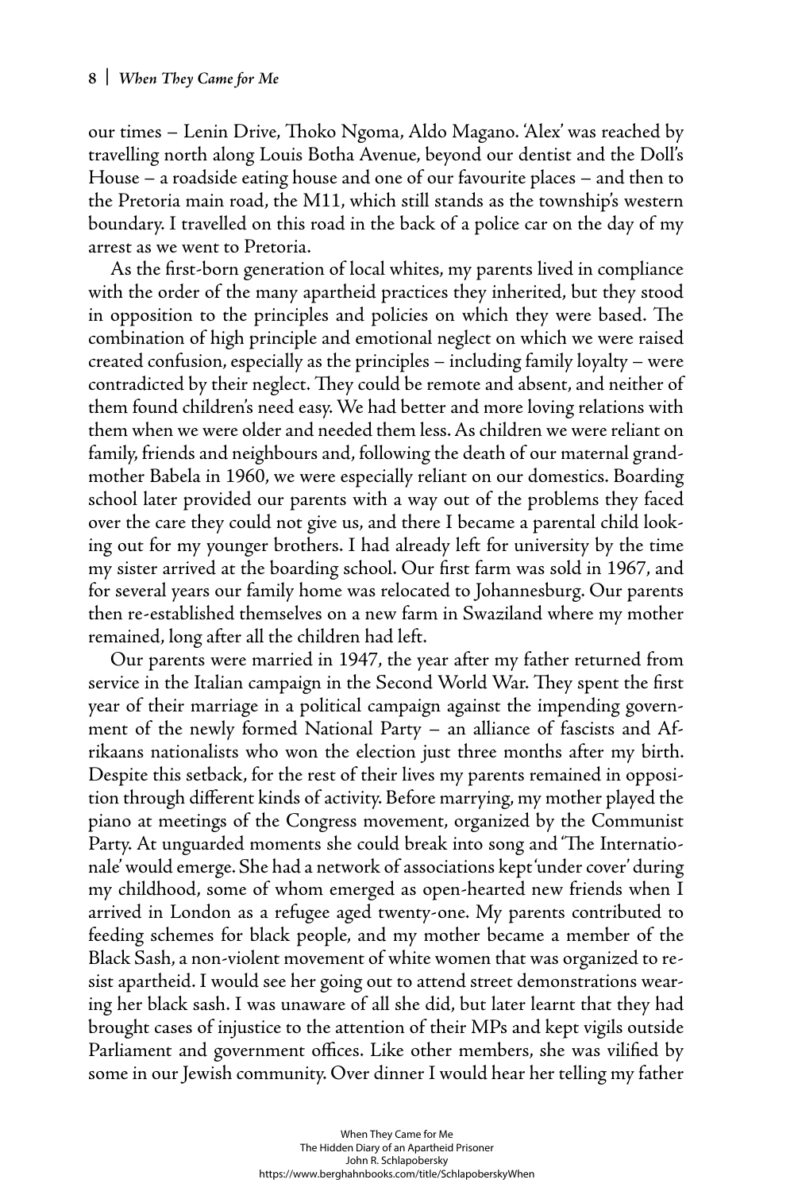our times – Lenin Drive, Thoko Ngoma, Aldo Magano. 'Alex' was reached by travelling north along Louis Botha Avenue, beyond our dentist and the Doll's House – a roadside eating house and one of our favourite places – and then to the Pretoria main road, the M11, which still stands as the township's western boundary. I travelled on this road in the back of a police car on the day of my arrest as we went to Pretoria.

As the first-born generation of local whites, my parents lived in compliance with the order of the many apartheid practices they inherited, but they stood in opposition to the principles and policies on which they were based. The combination of high principle and emotional neglect on which we were raised created confusion, especially as the principles – including family loyalty – were contradicted by their neglect. They could be remote and absent, and neither of them found children's need easy. We had better and more loving relations with them when we were older and needed them less. As children we were reliant on family, friends and neighbours and, following the death of our maternal grandmother Babela in 1960, we were especially reliant on our domestics. Boarding school later provided our parents with a way out of the problems they faced over the care they could not give us, and there I became a parental child looking out for my younger brothers. I had already left for university by the time my sister arrived at the boarding school. Our first farm was sold in 1967, and for several years our family home was relocated to Johannesburg. Our parents then re-established themselves on a new farm in Swaziland where my mother remained, long after all the children had left.

Our parents were married in 1947, the year after my father returned from service in the Italian campaign in the Second World War. They spent the first year of their marriage in a political campaign against the impending government of the newly formed National Party – an alliance of fascists and Afrikaans nationalists who won the election just three months after my birth. Despite this setback, for the rest of their lives my parents remained in opposition through different kinds of activity. Before marrying, my mother played the piano at meetings of the Congress movement, organized by the Communist Party. At unguarded moments she could break into song and 'The Internationale' would emerge. She had a network of associations kept 'under cover' during my childhood, some of whom emerged as open-hearted new friends when I arrived in London as a refugee aged twenty-one. My parents contributed to feeding schemes for black people, and my mother became a member of the Black Sash, a non-violent movement of white women that was organized to resist apartheid. I would see her going out to attend street demonstrations wearing her black sash. I was unaware of all she did, but later learnt that they had brought cases of injustice to the attention of their MPs and kept vigils outside Parliament and government offices. Like other members, she was vilified by some in our Jewish community. Over dinner I would hear her telling my father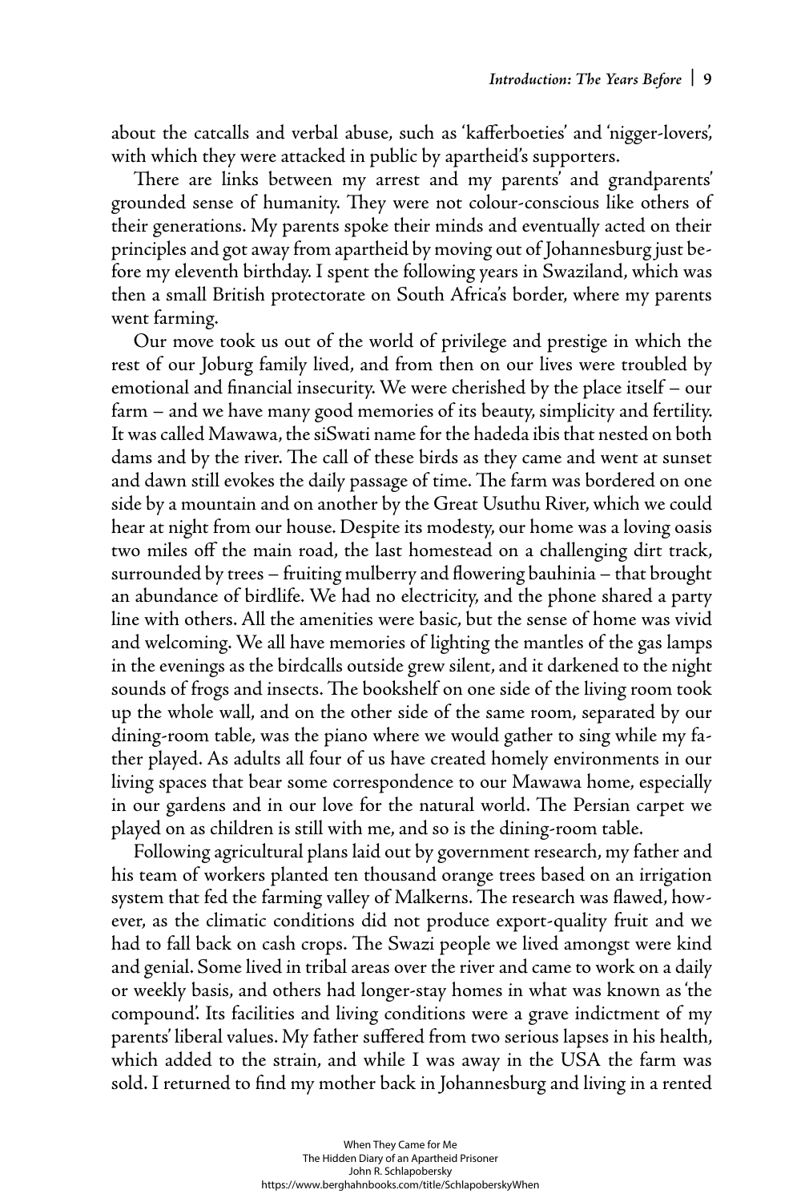about the catcalls and verbal abuse, such as 'kafferboeties' and 'nigger-lovers', with which they were attacked in public by apartheid's supporters.

There are links between my arrest and my parents' and grandparents' grounded sense of humanity. They were not colour-conscious like others of their generations. My parents spoke their minds and eventually acted on their principles and got away from apartheid by moving out of Johannesburg just before my eleventh birthday. I spent the following years in Swaziland, which was then a small British protectorate on South Africa's border, where my parents went farming.

Our move took us out of the world of privilege and prestige in which the rest of our Joburg family lived, and from then on our lives were troubled by emotional and financial insecurity. We were cherished by the place itself – our farm – and we have many good memories of its beauty, simplicity and fertility. It was called Mawawa, the siSwati name for the hadeda ibis that nested on both dams and by the river. The call of these birds as they came and went at sunset and dawn still evokes the daily passage of time. The farm was bordered on one side by a mountain and on another by the Great Usuthu River, which we could hear at night from our house. Despite its modesty, our home was a loving oasis two miles off the main road, the last homestead on a challenging dirt track, surrounded by trees – fruiting mulberry and flowering bauhinia – that brought an abundance of birdlife. We had no electricity, and the phone shared a party line with others. All the amenities were basic, but the sense of home was vivid and welcoming. We all have memories of lighting the mantles of the gas lamps in the evenings as the birdcalls outside grew silent, and it darkened to the night sounds of frogs and insects. The bookshelf on one side of the living room took up the whole wall, and on the other side of the same room, separated by our dining-room table, was the piano where we would gather to sing while my father played. As adults all four of us have created homely environments in our living spaces that bear some correspondence to our Mawawa home, especially in our gardens and in our love for the natural world. The Persian carpet we played on as children is still with me, and so is the dining-room table.

Following agricultural plans laid out by government research, my father and his team of workers planted ten thousand orange trees based on an irrigation system that fed the farming valley of Malkerns. The research was flawed, however, as the climatic conditions did not produce export-quality fruit and we had to fall back on cash crops. The Swazi people we lived amongst were kind and genial. Some lived in tribal areas over the river and came to work on a daily or weekly basis, and others had longer-stay homes in what was known as 'the compound'. Its facilities and living conditions were a grave indictment of my parents' liberal values. My father suffered from two serious lapses in his health, which added to the strain, and while I was away in the USA the farm was sold. I returned to find my mother back in Johannesburg and living in a rented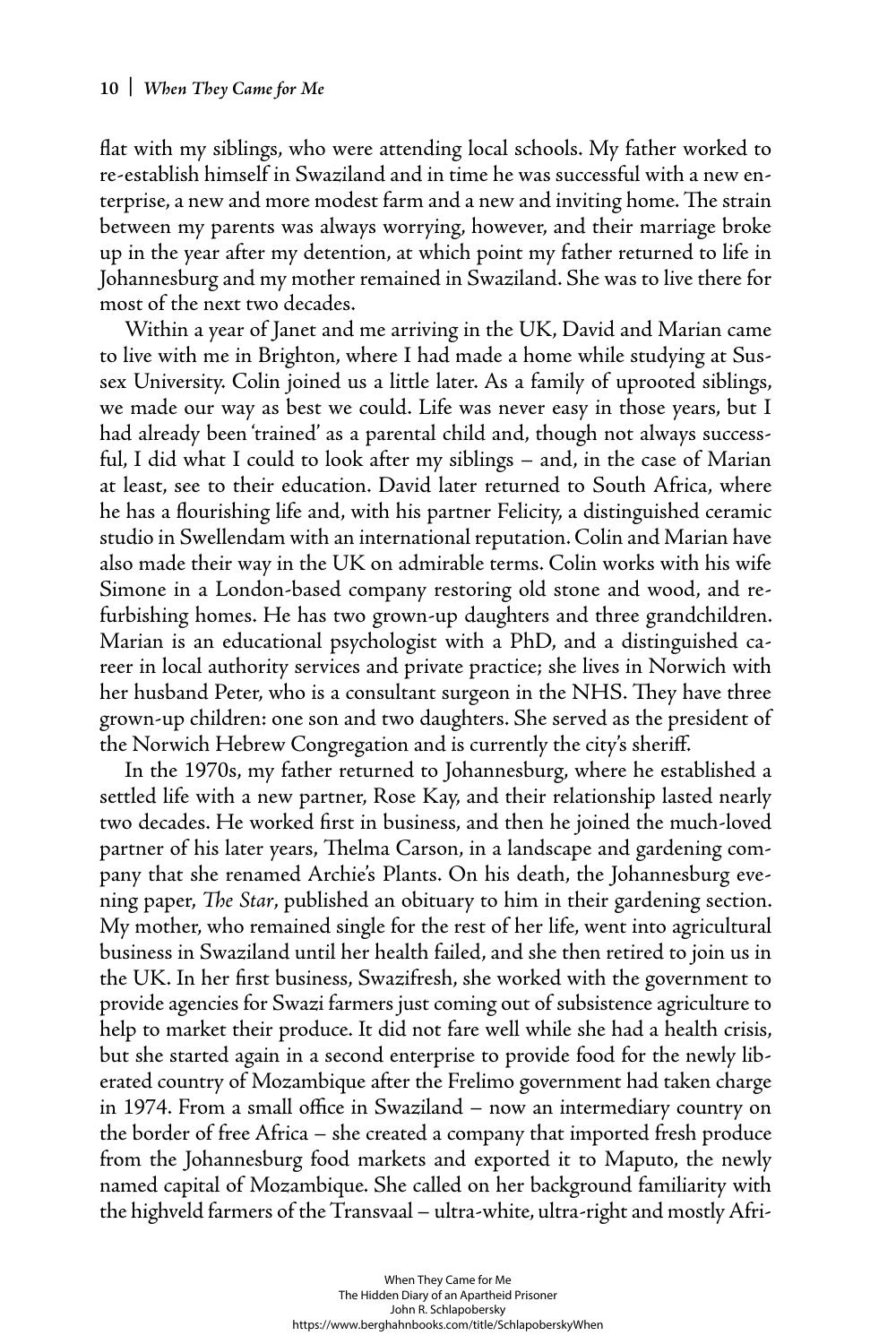flat with my siblings, who were attending local schools. My father worked to re-establish himself in Swaziland and in time he was successful with a new enterprise, a new and more modest farm and a new and inviting home. The strain between my parents was always worrying, however, and their marriage broke up in the year after my detention, at which point my father returned to life in Johannesburg and my mother remained in Swaziland. She was to live there for most of the next two decades.

Within a year of Janet and me arriving in the UK, David and Marian came to live with me in Brighton, where I had made a home while studying at Sussex University. Colin joined us a little later. As a family of uprooted siblings, we made our way as best we could. Life was never easy in those years, but I had already been 'trained' as a parental child and, though not always successful, I did what I could to look after my siblings – and, in the case of Marian at least, see to their education. David later returned to South Africa, where he has a flourishing life and, with his partner Felicity, a distinguished ceramic studio in Swellendam with an international reputation. Colin and Marian have also made their way in the UK on admirable terms. Colin works with his wife Simone in a London-based company restoring old stone and wood, and refurbishing homes. He has two grown-up daughters and three grandchildren. Marian is an educational psychologist with a PhD, and a distinguished career in local authority services and private practice; she lives in Norwich with her husband Peter, who is a consultant surgeon in the NHS. They have three grown-up children: one son and two daughters. She served as the president of the Norwich Hebrew Congregation and is currently the city's sheriff.

In the 1970s, my father returned to Johannesburg, where he established a settled life with a new partner, Rose Kay, and their relationship lasted nearly two decades. He worked first in business, and then he joined the much-loved partner of his later years, Thelma Carson, in a landscape and gardening company that she renamed Archie's Plants. On his death, the Johannesburg evening paper, *The Star*, published an obituary to him in their gardening section. My mother, who remained single for the rest of her life, went into agricultural business in Swaziland until her health failed, and she then retired to join us in the UK. In her first business, Swazifresh, she worked with the government to provide agencies for Swazi farmers just coming out of subsistence agriculture to help to market their produce. It did not fare well while she had a health crisis, but she started again in a second enterprise to provide food for the newly liberated country of Mozambique after the Frelimo government had taken charge in 1974. From a small office in Swaziland – now an intermediary country on the border of free Africa – she created a company that imported fresh produce from the Johannesburg food markets and exported it to Maputo, the newly named capital of Mozambique. She called on her background familiarity with the highveld farmers of the Transvaal – ultra-white, ultra-right and mostly Afri-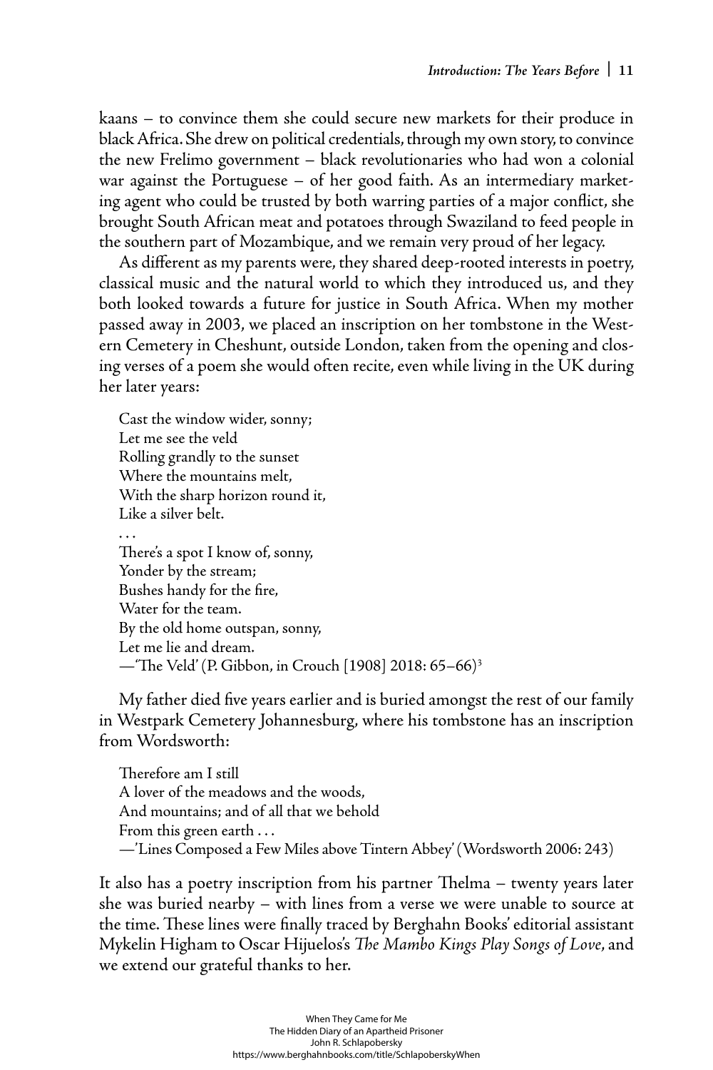kaans – to convince them she could secure new markets for their produce in black Africa. She drew on political credentials, through my own story, to convince the new Frelimo government – black revolutionaries who had won a colonial war against the Portuguese – of her good faith. As an intermediary marketing agent who could be trusted by both warring parties of a major conflict, she brought South African meat and potatoes through Swaziland to feed people in the southern part of Mozambique, and we remain very proud of her legacy.

As different as my parents were, they shared deep-rooted interests in poetry, classical music and the natural world to which they introduced us, and they both looked towards a future for justice in South Africa. When my mother passed away in 2003, we placed an inscription on her tombstone in the Western Cemetery in Cheshunt, outside London, taken from the opening and closing verses of a poem she would often recite, even while living in the UK during her later years:

> Cast the window wider, sonny;
> Let me see the veld
> Rolling grandly to the sunset
> Where the mountains melt,
> With the sharp horizon round it,
> Like a silver belt.
> . . .
> There's a spot I know of, sonny,
> Yonder by the stream;
> Bushes handy for the fire,
> Water for the team.
> By the old home outspan, sonny,
> Let me lie and dream.
> —'The Veld' (P. Gibbon, in Crouch [1908] 2018: 65–66)[3]

My father died five years earlier and is buried amongst the rest of our family in Westpark Cemetery Johannesburg, where his tombstone has an inscription from Wordsworth:

> Therefore am I still
> A lover of the meadows and the woods,
> And mountains; and of all that we behold
> From this green earth . . .
> —'Lines Composed a Few Miles above Tintern Abbey' (Wordsworth 2006: 243)

It also has a poetry inscription from his partner Thelma – twenty years later she was buried nearby – with lines from a verse we were unable to source at the time. These lines were finally traced by Berghahn Books' editorial assistant Mykelin Higham to Oscar Hijuelos's *The Mambo Kings Play Songs of Love*, and we extend our grateful thanks to her.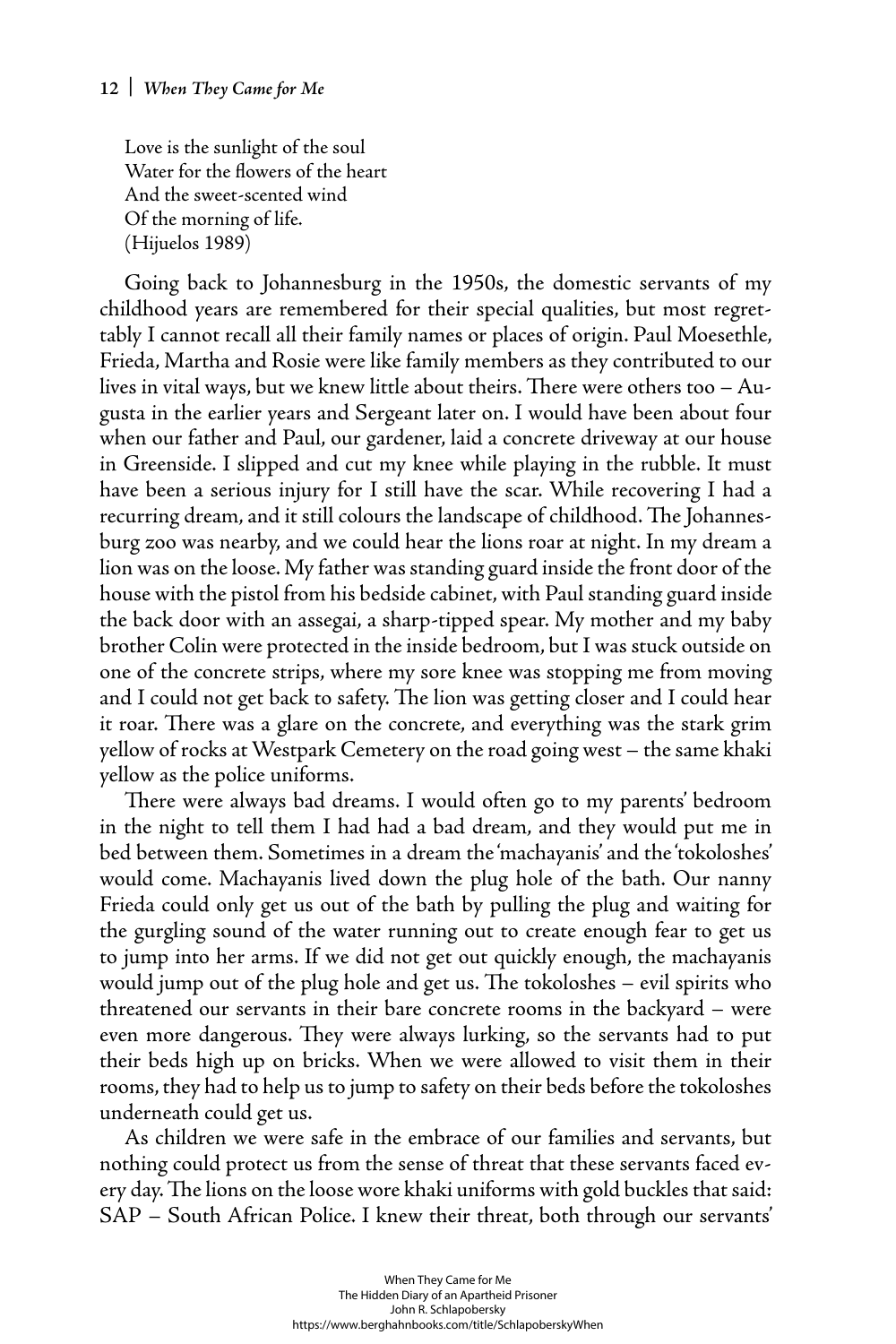Love is the sunlight of the soul  
Water for the flowers of the heart  
And the sweet-scented wind  
Of the morning of life.  
(Hijuelos 1989)

Going back to Johannesburg in the 1950s, the domestic servants of my childhood years are remembered for their special qualities, but most regrettably I cannot recall all their family names or places of origin. Paul Moesethle, Frieda, Martha and Rosie were like family members as they contributed to our lives in vital ways, but we knew little about theirs. There were others too – Augusta in the earlier years and Sergeant later on. I would have been about four when our father and Paul, our gardener, laid a concrete driveway at our house in Greenside. I slipped and cut my knee while playing in the rubble. It must have been a serious injury for I still have the scar. While recovering I had a recurring dream, and it still colours the landscape of childhood. The Johannesburg zoo was nearby, and we could hear the lions roar at night. In my dream a lion was on the loose. My father was standing guard inside the front door of the house with the pistol from his bedside cabinet, with Paul standing guard inside the back door with an assegai, a sharp-tipped spear. My mother and my baby brother Colin were protected in the inside bedroom, but I was stuck outside on one of the concrete strips, where my sore knee was stopping me from moving and I could not get back to safety. The lion was getting closer and I could hear it roar. There was a glare on the concrete, and everything was the stark grim yellow of rocks at Westpark Cemetery on the road going west – the same khaki yellow as the police uniforms.

There were always bad dreams. I would often go to my parents' bedroom in the night to tell them I had had a bad dream, and they would put me in bed between them. Sometimes in a dream the 'machayanis' and the 'tokoloshes' would come. Machayanis lived down the plug hole of the bath. Our nanny Frieda could only get us out of the bath by pulling the plug and waiting for the gurgling sound of the water running out to create enough fear to get us to jump into her arms. If we did not get out quickly enough, the machayanis would jump out of the plug hole and get us. The tokoloshes – evil spirits who threatened our servants in their bare concrete rooms in the backyard – were even more dangerous. They were always lurking, so the servants had to put their beds high up on bricks. When we were allowed to visit them in their rooms, they had to help us to jump to safety on their beds before the tokoloshes underneath could get us.

As children we were safe in the embrace of our families and servants, but nothing could protect us from the sense of threat that these servants faced every day. The lions on the loose wore khaki uniforms with gold buckles that said: SAP – South African Police. I knew their threat, both through our servants'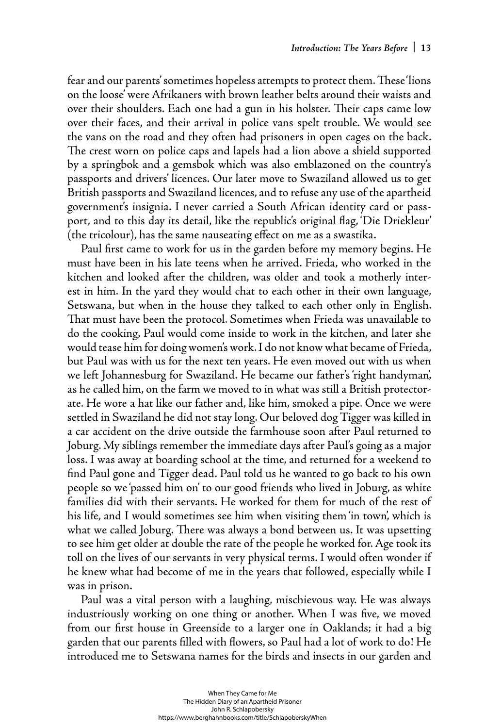fear and our parents' sometimes hopeless attempts to protect them. These 'lions on the loose' were Afrikaners with brown leather belts around their waists and over their shoulders. Each one had a gun in his holster. Their caps came low over their faces, and their arrival in police vans spelt trouble. We would see the vans on the road and they often had prisoners in open cages on the back. The crest worn on police caps and lapels had a lion above a shield supported by a springbok and a gemsbok which was also emblazoned on the country's passports and drivers' licences. Our later move to Swaziland allowed us to get British passports and Swaziland licences, and to refuse any use of the apartheid government's insignia. I never carried a South African identity card or passport, and to this day its detail, like the republic's original flag, 'Die Driekleur' (the tricolour), has the same nauseating effect on me as a swastika.

Paul first came to work for us in the garden before my memory begins. He must have been in his late teens when he arrived. Frieda, who worked in the kitchen and looked after the children, was older and took a motherly interest in him. In the yard they would chat to each other in their own language, Setswana, but when in the house they talked to each other only in English. That must have been the protocol. Sometimes when Frieda was unavailable to do the cooking, Paul would come inside to work in the kitchen, and later she would tease him for doing women's work. I do not know what became of Frieda, but Paul was with us for the next ten years. He even moved out with us when we left Johannesburg for Swaziland. He became our father's 'right handyman', as he called him, on the farm we moved to in what was still a British protectorate. He wore a hat like our father and, like him, smoked a pipe. Once we were settled in Swaziland he did not stay long. Our beloved dog Tigger was killed in a car accident on the drive outside the farmhouse soon after Paul returned to Joburg. My siblings remember the immediate days after Paul's going as a major loss. I was away at boarding school at the time, and returned for a weekend to find Paul gone and Tigger dead. Paul told us he wanted to go back to his own people so we 'passed him on' to our good friends who lived in Joburg, as white families did with their servants. He worked for them for much of the rest of his life, and I would sometimes see him when visiting them 'in town', which is what we called Joburg. There was always a bond between us. It was upsetting to see him get older at double the rate of the people he worked for. Age took its toll on the lives of our servants in very physical terms. I would often wonder if he knew what had become of me in the years that followed, especially while I was in prison.

Paul was a vital person with a laughing, mischievous way. He was always industriously working on one thing or another. When I was five, we moved from our first house in Greenside to a larger one in Oaklands; it had a big garden that our parents filled with flowers, so Paul had a lot of work to do! He introduced me to Setswana names for the birds and insects in our garden and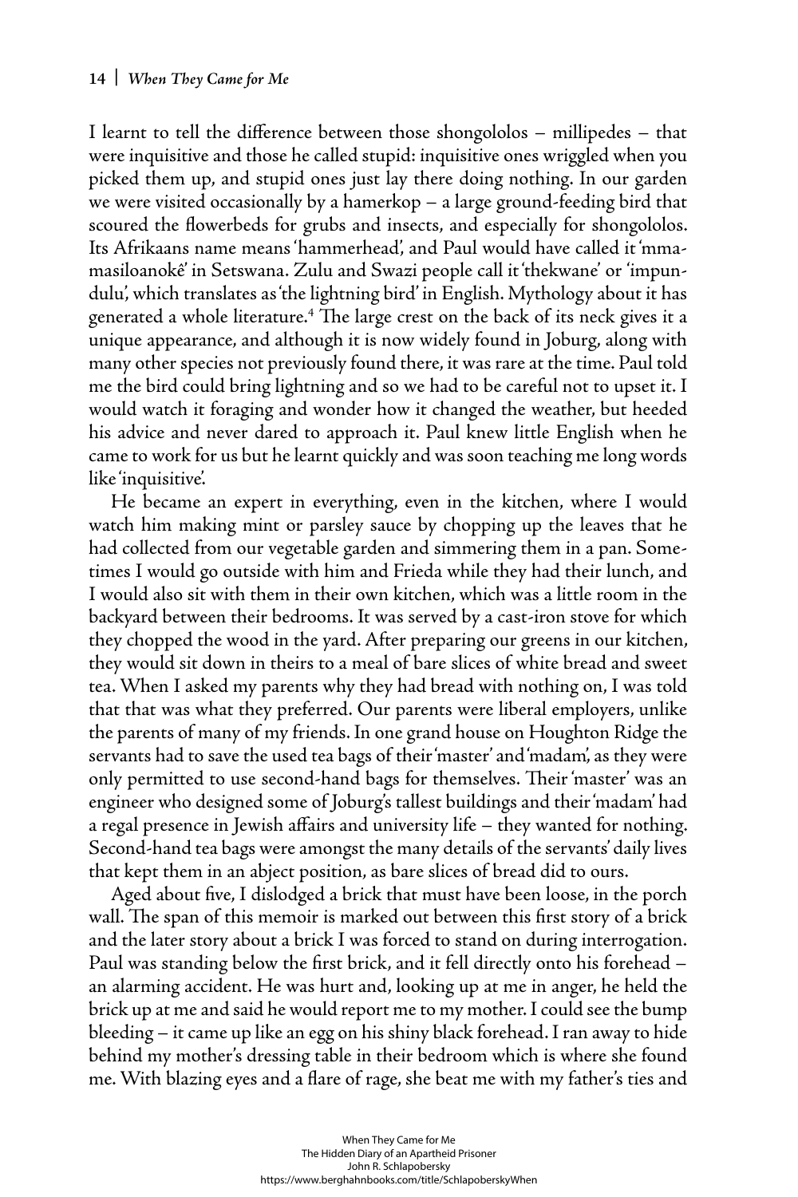I learnt to tell the difference between those shongololos – millipedes – that were inquisitive and those he called stupid: inquisitive ones wriggled when you picked them up, and stupid ones just lay there doing nothing. In our garden we were visited occasionally by a hamerkop – a large ground-feeding bird that scoured the flowerbeds for grubs and insects, and especially for shongololos. Its Afrikaans name means 'hammerhead', and Paul would have called it 'mmamasiloanokê' in Setswana. Zulu and Swazi people call it 'thekwane' or 'impundulu', which translates as 'the lightning bird' in English. Mythology about it has generated a whole literature.[4] The large crest on the back of its neck gives it a unique appearance, and although it is now widely found in Joburg, along with many other species not previously found there, it was rare at the time. Paul told me the bird could bring lightning and so we had to be careful not to upset it. I would watch it foraging and wonder how it changed the weather, but heeded his advice and never dared to approach it. Paul knew little English when he came to work for us but he learnt quickly and was soon teaching me long words like 'inquisitive'.

He became an expert in everything, even in the kitchen, where I would watch him making mint or parsley sauce by chopping up the leaves that he had collected from our vegetable garden and simmering them in a pan. Sometimes I would go outside with him and Frieda while they had their lunch, and I would also sit with them in their own kitchen, which was a little room in the backyard between their bedrooms. It was served by a cast-iron stove for which they chopped the wood in the yard. After preparing our greens in our kitchen, they would sit down in theirs to a meal of bare slices of white bread and sweet tea. When I asked my parents why they had bread with nothing on, I was told that that was what they preferred. Our parents were liberal employers, unlike the parents of many of my friends. In one grand house on Houghton Ridge the servants had to save the used tea bags of their 'master' and 'madam', as they were only permitted to use second-hand bags for themselves. Their 'master' was an engineer who designed some of Joburg's tallest buildings and their 'madam' had a regal presence in Jewish affairs and university life – they wanted for nothing. Second-hand tea bags were amongst the many details of the servants' daily lives that kept them in an abject position, as bare slices of bread did to ours.

Aged about five, I dislodged a brick that must have been loose, in the porch wall. The span of this memoir is marked out between this first story of a brick and the later story about a brick I was forced to stand on during interrogation. Paul was standing below the first brick, and it fell directly onto his forehead – an alarming accident. He was hurt and, looking up at me in anger, he held the brick up at me and said he would report me to my mother. I could see the bump bleeding – it came up like an egg on his shiny black forehead. I ran away to hide behind my mother's dressing table in their bedroom which is where she found me. With blazing eyes and a flare of rage, she beat me with my father's ties and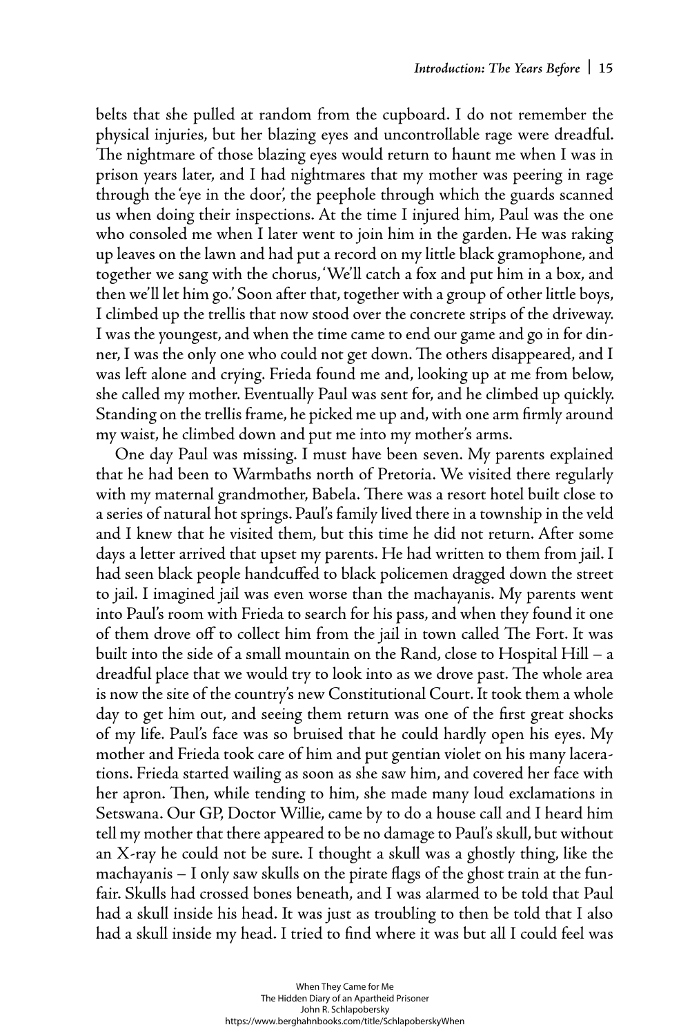belts that she pulled at random from the cupboard. I do not remember the physical injuries, but her blazing eyes and uncontrollable rage were dreadful. The nightmare of those blazing eyes would return to haunt me when I was in prison years later, and I had nightmares that my mother was peering in rage through the 'eye in the door', the peephole through which the guards scanned us when doing their inspections. At the time I injured him, Paul was the one who consoled me when I later went to join him in the garden. He was raking up leaves on the lawn and had put a record on my little black gramophone, and together we sang with the chorus, 'We'll catch a fox and put him in a box, and then we'll let him go.' Soon after that, together with a group of other little boys, I climbed up the trellis that now stood over the concrete strips of the driveway. I was the youngest, and when the time came to end our game and go in for dinner, I was the only one who could not get down. The others disappeared, and I was left alone and crying. Frieda found me and, looking up at me from below, she called my mother. Eventually Paul was sent for, and he climbed up quickly. Standing on the trellis frame, he picked me up and, with one arm firmly around my waist, he climbed down and put me into my mother's arms.

One day Paul was missing. I must have been seven. My parents explained that he had been to Warmbaths north of Pretoria. We visited there regularly with my maternal grandmother, Babela. There was a resort hotel built close to a series of natural hot springs. Paul's family lived there in a township in the veld and I knew that he visited them, but this time he did not return. After some days a letter arrived that upset my parents. He had written to them from jail. I had seen black people handcuffed to black policemen dragged down the street to jail. I imagined jail was even worse than the machayanis. My parents went into Paul's room with Frieda to search for his pass, and when they found it one of them drove off to collect him from the jail in town called The Fort. It was built into the side of a small mountain on the Rand, close to Hospital Hill – a dreadful place that we would try to look into as we drove past. The whole area is now the site of the country's new Constitutional Court. It took them a whole day to get him out, and seeing them return was one of the first great shocks of my life. Paul's face was so bruised that he could hardly open his eyes. My mother and Frieda took care of him and put gentian violet on his many lacerations. Frieda started wailing as soon as she saw him, and covered her face with her apron. Then, while tending to him, she made many loud exclamations in Setswana. Our GP, Doctor Willie, came by to do a house call and I heard him tell my mother that there appeared to be no damage to Paul's skull, but without an X-ray he could not be sure. I thought a skull was a ghostly thing, like the machayanis – I only saw skulls on the pirate flags of the ghost train at the funfair. Skulls had crossed bones beneath, and I was alarmed to be told that Paul had a skull inside his head. It was just as troubling to then be told that I also had a skull inside my head. I tried to find where it was but all I could feel was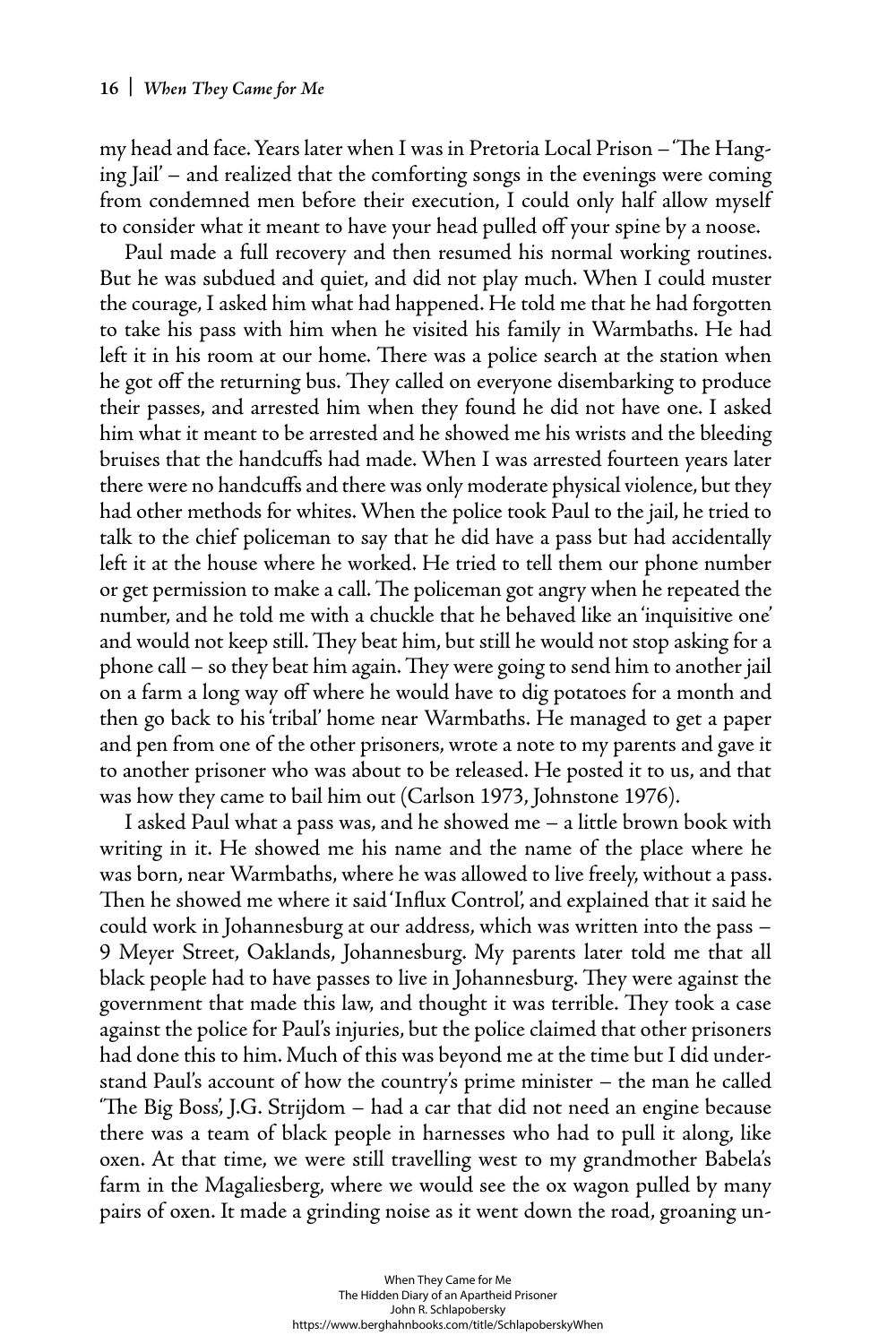my head and face. Years later when I was in Pretoria Local Prison – 'The Hanging Jail' – and realized that the comforting songs in the evenings were coming from condemned men before their execution, I could only half allow myself to consider what it meant to have your head pulled off your spine by a noose.

Paul made a full recovery and then resumed his normal working routines. But he was subdued and quiet, and did not play much. When I could muster the courage, I asked him what had happened. He told me that he had forgotten to take his pass with him when he visited his family in Warmbaths. He had left it in his room at our home. There was a police search at the station when he got off the returning bus. They called on everyone disembarking to produce their passes, and arrested him when they found he did not have one. I asked him what it meant to be arrested and he showed me his wrists and the bleeding bruises that the handcuffs had made. When I was arrested fourteen years later there were no handcuffs and there was only moderate physical violence, but they had other methods for whites. When the police took Paul to the jail, he tried to talk to the chief policeman to say that he did have a pass but had accidentally left it at the house where he worked. He tried to tell them our phone number or get permission to make a call. The policeman got angry when he repeated the number, and he told me with a chuckle that he behaved like an 'inquisitive one' and would not keep still. They beat him, but still he would not stop asking for a phone call – so they beat him again. They were going to send him to another jail on a farm a long way off where he would have to dig potatoes for a month and then go back to his 'tribal' home near Warmbaths. He managed to get a paper and pen from one of the other prisoners, wrote a note to my parents and gave it to another prisoner who was about to be released. He posted it to us, and that was how they came to bail him out (Carlson 1973, Johnstone 1976).

I asked Paul what a pass was, and he showed me – a little brown book with writing in it. He showed me his name and the name of the place where he was born, near Warmbaths, where he was allowed to live freely, without a pass. Then he showed me where it said 'Influx Control', and explained that it said he could work in Johannesburg at our address, which was written into the pass – 9 Meyer Street, Oaklands, Johannesburg. My parents later told me that all black people had to have passes to live in Johannesburg. They were against the government that made this law, and thought it was terrible. They took a case against the police for Paul's injuries, but the police claimed that other prisoners had done this to him. Much of this was beyond me at the time but I did understand Paul's account of how the country's prime minister – the man he called 'The Big Boss', J.G. Strijdom – had a car that did not need an engine because there was a team of black people in harnesses who had to pull it along, like oxen. At that time, we were still travelling west to my grandmother Babela's farm in the Magaliesberg, where we would see the ox wagon pulled by many pairs of oxen. It made a grinding noise as it went down the road, groaning un-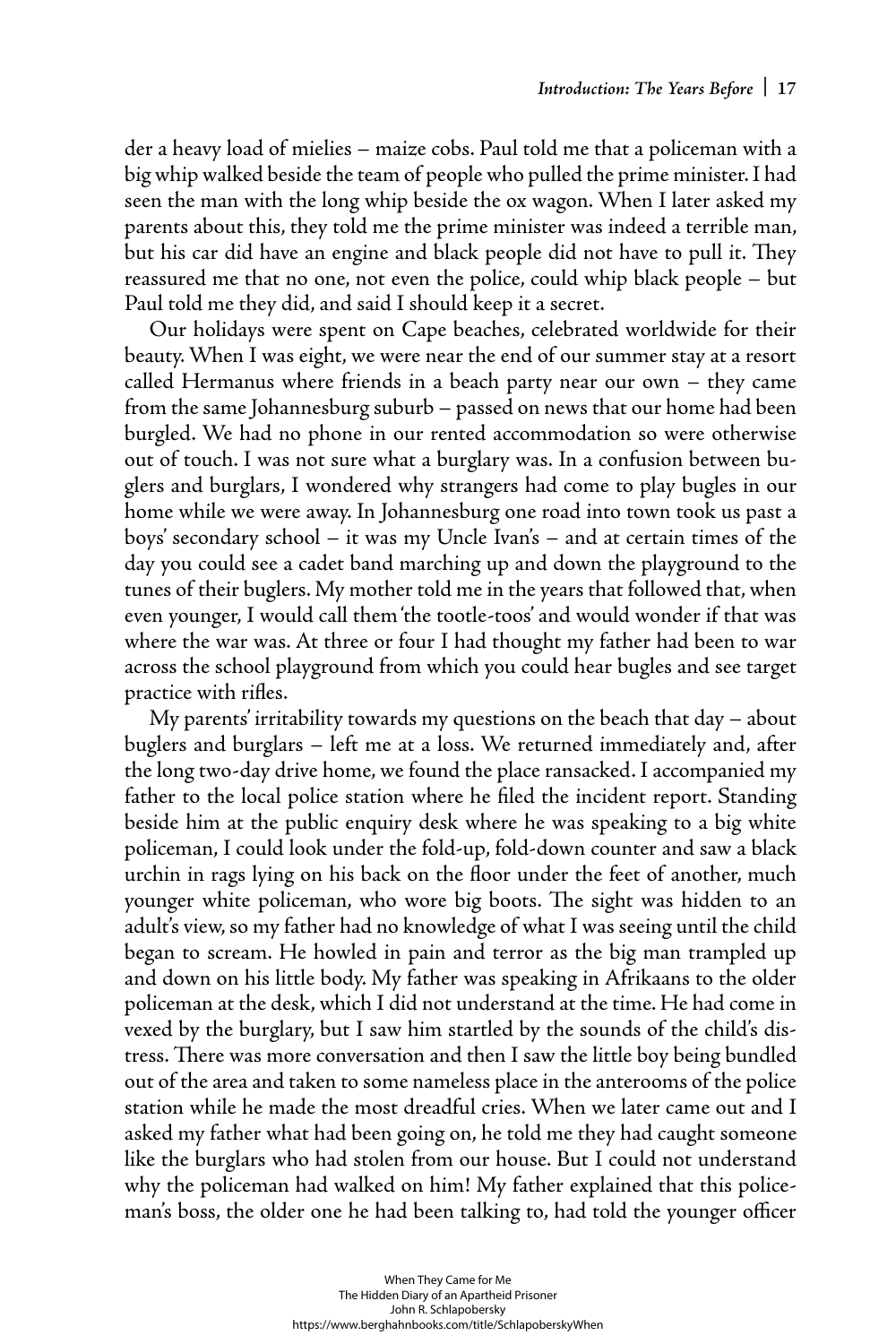der a heavy load of mielies – maize cobs. Paul told me that a policeman with a big whip walked beside the team of people who pulled the prime minister. I had seen the man with the long whip beside the ox wagon. When I later asked my parents about this, they told me the prime minister was indeed a terrible man, but his car did have an engine and black people did not have to pull it. They reassured me that no one, not even the police, could whip black people – but Paul told me they did, and said I should keep it a secret.

Our holidays were spent on Cape beaches, celebrated worldwide for their beauty. When I was eight, we were near the end of our summer stay at a resort called Hermanus where friends in a beach party near our own – they came from the same Johannesburg suburb – passed on news that our home had been burgled. We had no phone in our rented accommodation so were otherwise out of touch. I was not sure what a burglary was. In a confusion between buglers and burglars, I wondered why strangers had come to play bugles in our home while we were away. In Johannesburg one road into town took us past a boys' secondary school – it was my Uncle Ivan's – and at certain times of the day you could see a cadet band marching up and down the playground to the tunes of their buglers. My mother told me in the years that followed that, when even younger, I would call them 'the tootle-toos' and would wonder if that was where the war was. At three or four I had thought my father had been to war across the school playground from which you could hear bugles and see target practice with rifles.

My parents' irritability towards my questions on the beach that day – about buglers and burglars – left me at a loss. We returned immediately and, after the long two-day drive home, we found the place ransacked. I accompanied my father to the local police station where he filed the incident report. Standing beside him at the public enquiry desk where he was speaking to a big white policeman, I could look under the fold-up, fold-down counter and saw a black urchin in rags lying on his back on the floor under the feet of another, much younger white policeman, who wore big boots. The sight was hidden to an adult's view, so my father had no knowledge of what I was seeing until the child began to scream. He howled in pain and terror as the big man trampled up and down on his little body. My father was speaking in Afrikaans to the older policeman at the desk, which I did not understand at the time. He had come in vexed by the burglary, but I saw him startled by the sounds of the child's distress. There was more conversation and then I saw the little boy being bundled out of the area and taken to some nameless place in the anterooms of the police station while he made the most dreadful cries. When we later came out and I asked my father what had been going on, he told me they had caught someone like the burglars who had stolen from our house. But I could not understand why the policeman had walked on him! My father explained that this policeman's boss, the older one he had been talking to, had told the younger officer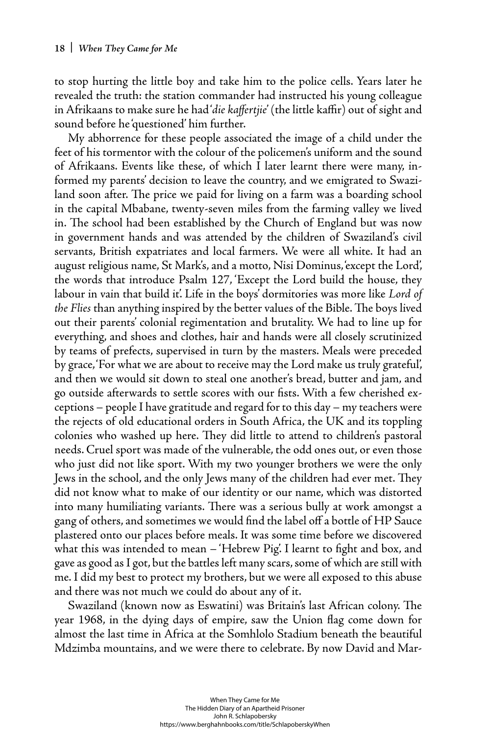to stop hurting the little boy and take him to the police cells. Years later he revealed the truth: the station commander had instructed his young colleague in Afrikaans to make sure he had '*die kaffertjie*' (the little kaffir) out of sight and sound before he 'questioned' him further.

My abhorrence for these people associated the image of a child under the feet of his tormentor with the colour of the policemen's uniform and the sound of Afrikaans. Events like these, of which I later learnt there were many, informed my parents' decision to leave the country, and we emigrated to Swaziland soon after. The price we paid for living on a farm was a boarding school in the capital Mbabane, twenty-seven miles from the farming valley we lived in. The school had been established by the Church of England but was now in government hands and was attended by the children of Swaziland's civil servants, British expatriates and local farmers. We were all white. It had an august religious name, St Mark's, and a motto, Nisi Dominus, 'except the Lord', the words that introduce Psalm 127, 'Except the Lord build the house, they labour in vain that build it'. Life in the boys' dormitories was more like *Lord of the Flies* than anything inspired by the better values of the Bible. The boys lived out their parents' colonial regimentation and brutality. We had to line up for everything, and shoes and clothes, hair and hands were all closely scrutinized by teams of prefects, supervised in turn by the masters. Meals were preceded by grace, 'For what we are about to receive may the Lord make us truly grateful', and then we would sit down to steal one another's bread, butter and jam, and go outside afterwards to settle scores with our fists. With a few cherished exceptions – people I have gratitude and regard for to this day – my teachers were the rejects of old educational orders in South Africa, the UK and its toppling colonies who washed up here. They did little to attend to children's pastoral needs. Cruel sport was made of the vulnerable, the odd ones out, or even those who just did not like sport. With my two younger brothers we were the only Jews in the school, and the only Jews many of the children had ever met. They did not know what to make of our identity or our name, which was distorted into many humiliating variants. There was a serious bully at work amongst a gang of others, and sometimes we would find the label off a bottle of HP Sauce plastered onto our places before meals. It was some time before we discovered what this was intended to mean – 'Hebrew Pig'. I learnt to fight and box, and gave as good as I got, but the battles left many scars, some of which are still with me. I did my best to protect my brothers, but we were all exposed to this abuse and there was not much we could do about any of it.

Swaziland (known now as Eswatini) was Britain's last African colony. The year 1968, in the dying days of empire, saw the Union flag come down for almost the last time in Africa at the Somhlolo Stadium beneath the beautiful Mdzimba mountains, and we were there to celebrate. By now David and Mar-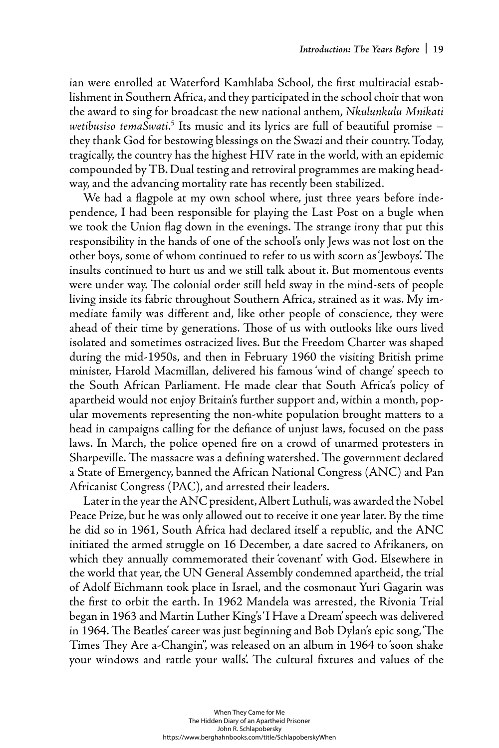ian were enrolled at Waterford Kamhlaba School, the first multiracial establishment in Southern Africa, and they participated in the school choir that won the award to sing for broadcast the new national anthem, *Nkulunkulu Mnikati wetibusiso temaSwati*.[5] Its music and its lyrics are full of beautiful promise – they thank God for bestowing blessings on the Swazi and their country. Today, tragically, the country has the highest HIV rate in the world, with an epidemic compounded by TB. Dual testing and retroviral programmes are making headway, and the advancing mortality rate has recently been stabilized.

We had a flagpole at my own school where, just three years before independence, I had been responsible for playing the Last Post on a bugle when we took the Union flag down in the evenings. The strange irony that put this responsibility in the hands of one of the school's only Jews was not lost on the other boys, some of whom continued to refer to us with scorn as 'Jewboys'. The insults continued to hurt us and we still talk about it. But momentous events were under way. The colonial order still held sway in the mind-sets of people living inside its fabric throughout Southern Africa, strained as it was. My immediate family was different and, like other people of conscience, they were ahead of their time by generations. Those of us with outlooks like ours lived isolated and sometimes ostracized lives. But the Freedom Charter was shaped during the mid-1950s, and then in February 1960 the visiting British prime minister, Harold Macmillan, delivered his famous 'wind of change' speech to the South African Parliament. He made clear that South Africa's policy of apartheid would not enjoy Britain's further support and, within a month, popular movements representing the non-white population brought matters to a head in campaigns calling for the defiance of unjust laws, focused on the pass laws. In March, the police opened fire on a crowd of unarmed protesters in Sharpeville. The massacre was a defining watershed. The government declared a State of Emergency, banned the African National Congress (ANC) and Pan Africanist Congress (PAC), and arrested their leaders.

Later in the year the ANC president, Albert Luthuli, was awarded the Nobel Peace Prize, but he was only allowed out to receive it one year later. By the time he did so in 1961, South Africa had declared itself a republic, and the ANC initiated the armed struggle on 16 December, a date sacred to Afrikaners, on which they annually commemorated their 'covenant' with God. Elsewhere in the world that year, the UN General Assembly condemned apartheid, the trial of Adolf Eichmann took place in Israel, and the cosmonaut Yuri Gagarin was the first to orbit the earth. In 1962 Mandela was arrested, the Rivonia Trial began in 1963 and Martin Luther King's 'I Have a Dream' speech was delivered in 1964. The Beatles' career was just beginning and Bob Dylan's epic song, 'The Times They Are a-Changin'', was released on an album in 1964 to 'soon shake your windows and rattle your walls'. The cultural fixtures and values of the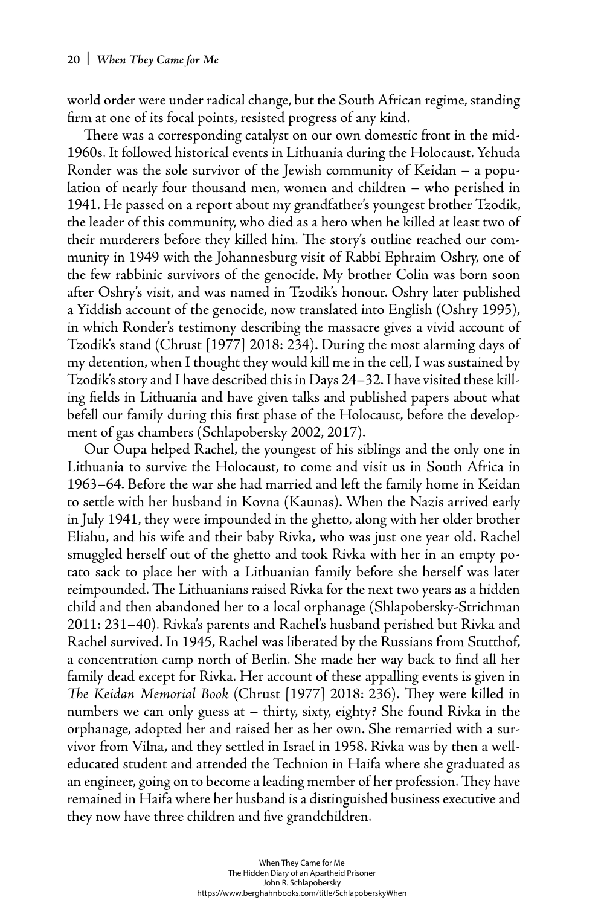world order were under radical change, but the South African regime, standing firm at one of its focal points, resisted progress of any kind.

There was a corresponding catalyst on our own domestic front in the mid-1960s. It followed historical events in Lithuania during the Holocaust. Yehuda Ronder was the sole survivor of the Jewish community of Keidan – a population of nearly four thousand men, women and children – who perished in 1941. He passed on a report about my grandfather's youngest brother Tzodik, the leader of this community, who died as a hero when he killed at least two of their murderers before they killed him. The story's outline reached our community in 1949 with the Johannesburg visit of Rabbi Ephraim Oshry, one of the few rabbinic survivors of the genocide. My brother Colin was born soon after Oshry's visit, and was named in Tzodik's honour. Oshry later published a Yiddish account of the genocide, now translated into English (Oshry 1995), in which Ronder's testimony describing the massacre gives a vivid account of Tzodik's stand (Chrust [1977] 2018: 234). During the most alarming days of my detention, when I thought they would kill me in the cell, I was sustained by Tzodik's story and I have described this in Days 24–32. I have visited these killing fields in Lithuania and have given talks and published papers about what befell our family during this first phase of the Holocaust, before the development of gas chambers (Schlapobersky 2002, 2017).

Our Oupa helped Rachel, the youngest of his siblings and the only one in Lithuania to survive the Holocaust, to come and visit us in South Africa in 1963–64. Before the war she had married and left the family home in Keidan to settle with her husband in Kovna (Kaunas). When the Nazis arrived early in July 1941, they were impounded in the ghetto, along with her older brother Eliahu, and his wife and their baby Rivka, who was just one year old. Rachel smuggled herself out of the ghetto and took Rivka with her in an empty potato sack to place her with a Lithuanian family before she herself was later reimpounded. The Lithuanians raised Rivka for the next two years as a hidden child and then abandoned her to a local orphanage (Shlapobersky-Strichman 2011: 231–40). Rivka's parents and Rachel's husband perished but Rivka and Rachel survived. In 1945, Rachel was liberated by the Russians from Stutthof, a concentration camp north of Berlin. She made her way back to find all her family dead except for Rivka. Her account of these appalling events is given in *The Keidan Memorial Book* (Chrust [1977] 2018: 236). They were killed in numbers we can only guess at – thirty, sixty, eighty? She found Rivka in the orphanage, adopted her and raised her as her own. She remarried with a survivor from Vilna, and they settled in Israel in 1958. Rivka was by then a well-educated student and attended the Technion in Haifa where she graduated as an engineer, going on to become a leading member of her profession. They have remained in Haifa where her husband is a distinguished business executive and they now have three children and five grandchildren.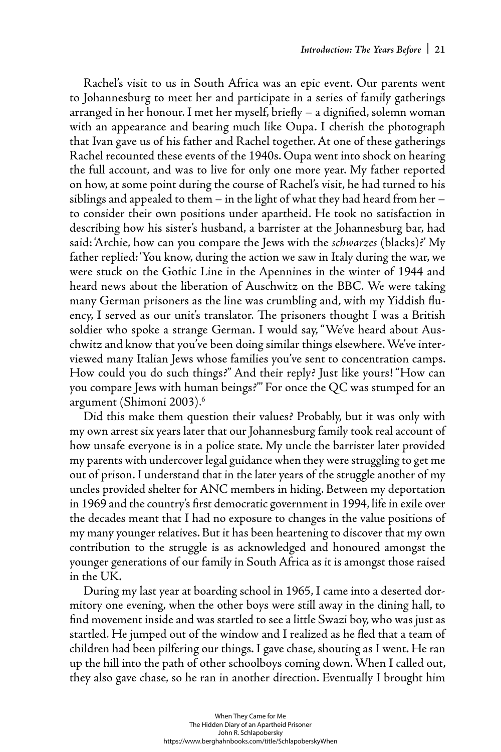Rachel's visit to us in South Africa was an epic event. Our parents went to Johannesburg to meet her and participate in a series of family gatherings arranged in her honour. I met her myself, briefly – a dignified, solemn woman with an appearance and bearing much like Oupa. I cherish the photograph that Ivan gave us of his father and Rachel together. At one of these gatherings Rachel recounted these events of the 1940s. Oupa went into shock on hearing the full account, and was to live for only one more year. My father reported on how, at some point during the course of Rachel's visit, he had turned to his siblings and appealed to them – in the light of what they had heard from her – to consider their own positions under apartheid. He took no satisfaction in describing how his sister's husband, a barrister at the Johannesburg bar, had said: 'Archie, how can you compare the Jews with the *schwarzes* (blacks)?' My father replied: 'You know, during the action we saw in Italy during the war, we were stuck on the Gothic Line in the Apennines in the winter of 1944 and heard news about the liberation of Auschwitz on the BBC. We were taking many German prisoners as the line was crumbling and, with my Yiddish fluency, I served as our unit's translator. The prisoners thought I was a British soldier who spoke a strange German. I would say, "We've heard about Auschwitz and know that you've been doing similar things elsewhere. We've interviewed many Italian Jews whose families you've sent to concentration camps. How could you do such things?" And their reply? Just like yours! "How can you compare Jews with human beings?"' For once the QC was stumped for an argument (Shimoni 2003).[6]

Did this make them question their values? Probably, but it was only with my own arrest six years later that our Johannesburg family took real account of how unsafe everyone is in a police state. My uncle the barrister later provided my parents with undercover legal guidance when they were struggling to get me out of prison. I understand that in the later years of the struggle another of my uncles provided shelter for ANC members in hiding. Between my deportation in 1969 and the country's first democratic government in 1994, life in exile over the decades meant that I had no exposure to changes in the value positions of my many younger relatives. But it has been heartening to discover that my own contribution to the struggle is as acknowledged and honoured amongst the younger generations of our family in South Africa as it is amongst those raised in the UK.

During my last year at boarding school in 1965, I came into a deserted dormitory one evening, when the other boys were still away in the dining hall, to find movement inside and was startled to see a little Swazi boy, who was just as startled. He jumped out of the window and I realized as he fled that a team of children had been pilfering our things. I gave chase, shouting as I went. He ran up the hill into the path of other schoolboys coming down. When I called out, they also gave chase, so he ran in another direction. Eventually I brought him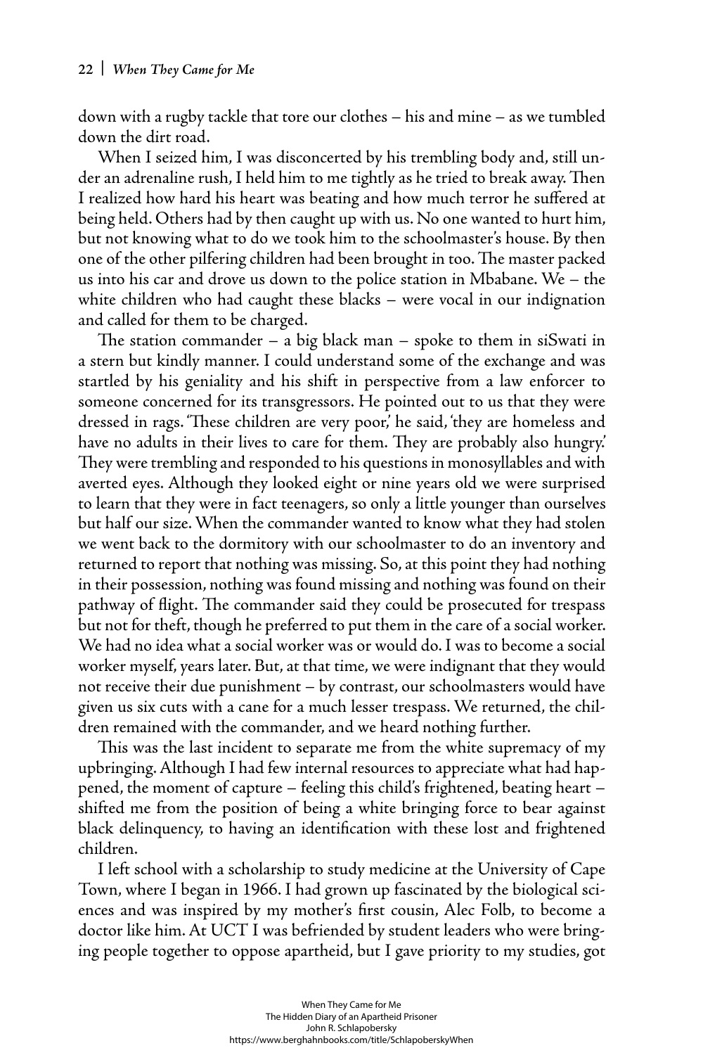down with a rugby tackle that tore our clothes – his and mine – as we tumbled down the dirt road.

When I seized him, I was disconcerted by his trembling body and, still under an adrenaline rush, I held him to me tightly as he tried to break away. Then I realized how hard his heart was beating and how much terror he suffered at being held. Others had by then caught up with us. No one wanted to hurt him, but not knowing what to do we took him to the schoolmaster's house. By then one of the other pilfering children had been brought in too. The master packed us into his car and drove us down to the police station in Mbabane. We – the white children who had caught these blacks – were vocal in our indignation and called for them to be charged.

The station commander – a big black man – spoke to them in siSwati in a stern but kindly manner. I could understand some of the exchange and was startled by his geniality and his shift in perspective from a law enforcer to someone concerned for its transgressors. He pointed out to us that they were dressed in rags. 'These children are very poor,' he said, 'they are homeless and have no adults in their lives to care for them. They are probably also hungry.' They were trembling and responded to his questions in monosyllables and with averted eyes. Although they looked eight or nine years old we were surprised to learn that they were in fact teenagers, so only a little younger than ourselves but half our size. When the commander wanted to know what they had stolen we went back to the dormitory with our schoolmaster to do an inventory and returned to report that nothing was missing. So, at this point they had nothing in their possession, nothing was found missing and nothing was found on their pathway of flight. The commander said they could be prosecuted for trespass but not for theft, though he preferred to put them in the care of a social worker. We had no idea what a social worker was or would do. I was to become a social worker myself, years later. But, at that time, we were indignant that they would not receive their due punishment – by contrast, our schoolmasters would have given us six cuts with a cane for a much lesser trespass. We returned, the children remained with the commander, and we heard nothing further.

This was the last incident to separate me from the white supremacy of my upbringing. Although I had few internal resources to appreciate what had happened, the moment of capture – feeling this child's frightened, beating heart – shifted me from the position of being a white bringing force to bear against black delinquency, to having an identification with these lost and frightened children.

I left school with a scholarship to study medicine at the University of Cape Town, where I began in 1966. I had grown up fascinated by the biological sciences and was inspired by my mother's first cousin, Alec Folb, to become a doctor like him. At UCT I was befriended by student leaders who were bringing people together to oppose apartheid, but I gave priority to my studies, got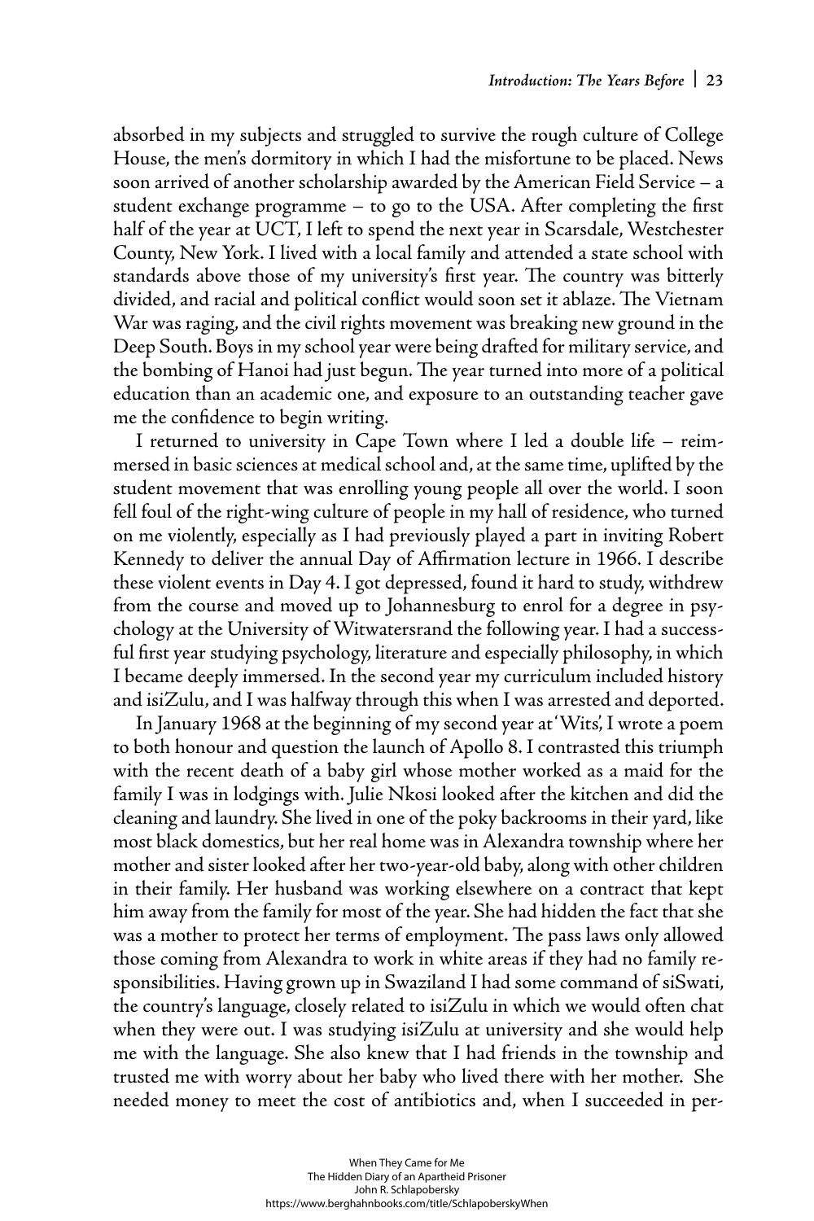absorbed in my subjects and struggled to survive the rough culture of College House, the men's dormitory in which I had the misfortune to be placed. News soon arrived of another scholarship awarded by the American Field Service – a student exchange programme – to go to the USA. After completing the first half of the year at UCT, I left to spend the next year in Scarsdale, Westchester County, New York. I lived with a local family and attended a state school with standards above those of my university's first year. The country was bitterly divided, and racial and political conflict would soon set it ablaze. The Vietnam War was raging, and the civil rights movement was breaking new ground in the Deep South. Boys in my school year were being drafted for military service, and the bombing of Hanoi had just begun. The year turned into more of a political education than an academic one, and exposure to an outstanding teacher gave me the confidence to begin writing.

I returned to university in Cape Town where I led a double life – reimmersed in basic sciences at medical school and, at the same time, uplifted by the student movement that was enrolling young people all over the world. I soon fell foul of the right-wing culture of people in my hall of residence, who turned on me violently, especially as I had previously played a part in inviting Robert Kennedy to deliver the annual Day of Affirmation lecture in 1966. I describe these violent events in Day 4. I got depressed, found it hard to study, withdrew from the course and moved up to Johannesburg to enrol for a degree in psychology at the University of Witwatersrand the following year. I had a successful first year studying psychology, literature and especially philosophy, in which I became deeply immersed. In the second year my curriculum included history and isiZulu, and I was halfway through this when I was arrested and deported.

In January 1968 at the beginning of my second year at 'Wits', I wrote a poem to both honour and question the launch of Apollo 8. I contrasted this triumph with the recent death of a baby girl whose mother worked as a maid for the family I was in lodgings with. Julie Nkosi looked after the kitchen and did the cleaning and laundry. She lived in one of the poky backrooms in their yard, like most black domestics, but her real home was in Alexandra township where her mother and sister looked after her two-year-old baby, along with other children in their family. Her husband was working elsewhere on a contract that kept him away from the family for most of the year. She had hidden the fact that she was a mother to protect her terms of employment. The pass laws only allowed those coming from Alexandra to work in white areas if they had no family responsibilities. Having grown up in Swaziland I had some command of siSwati, the country's language, closely related to isiZulu in which we would often chat when they were out. I was studying isiZulu at university and she would help me with the language. She also knew that I had friends in the township and trusted me with worry about her baby who lived there with her mother. She needed money to meet the cost of antibiotics and, when I succeeded in per-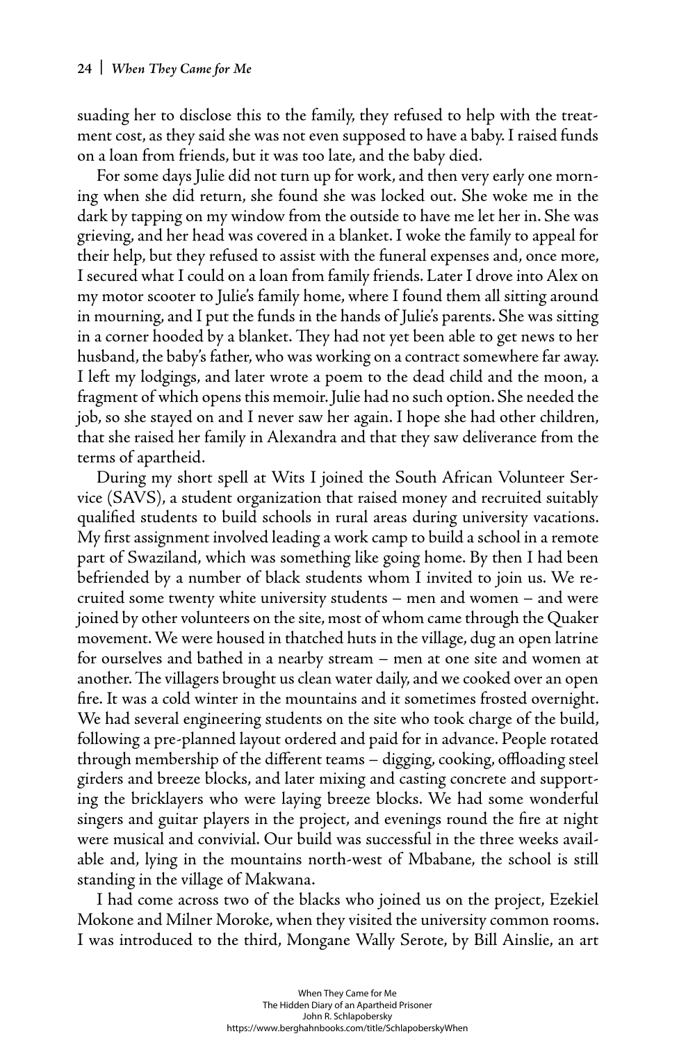suading her to disclose this to the family, they refused to help with the treatment cost, as they said she was not even supposed to have a baby. I raised funds on a loan from friends, but it was too late, and the baby died.

For some days Julie did not turn up for work, and then very early one morning when she did return, she found she was locked out. She woke me in the dark by tapping on my window from the outside to have me let her in. She was grieving, and her head was covered in a blanket. I woke the family to appeal for their help, but they refused to assist with the funeral expenses and, once more, I secured what I could on a loan from family friends. Later I drove into Alex on my motor scooter to Julie's family home, where I found them all sitting around in mourning, and I put the funds in the hands of Julie's parents. She was sitting in a corner hooded by a blanket. They had not yet been able to get news to her husband, the baby's father, who was working on a contract somewhere far away. I left my lodgings, and later wrote a poem to the dead child and the moon, a fragment of which opens this memoir. Julie had no such option. She needed the job, so she stayed on and I never saw her again. I hope she had other children, that she raised her family in Alexandra and that they saw deliverance from the terms of apartheid.

During my short spell at Wits I joined the South African Volunteer Service (SAVS), a student organization that raised money and recruited suitably qualified students to build schools in rural areas during university vacations. My first assignment involved leading a work camp to build a school in a remote part of Swaziland, which was something like going home. By then I had been befriended by a number of black students whom I invited to join us. We recruited some twenty white university students – men and women – and were joined by other volunteers on the site, most of whom came through the Quaker movement. We were housed in thatched huts in the village, dug an open latrine for ourselves and bathed in a nearby stream – men at one site and women at another. The villagers brought us clean water daily, and we cooked over an open fire. It was a cold winter in the mountains and it sometimes frosted overnight. We had several engineering students on the site who took charge of the build, following a pre-planned layout ordered and paid for in advance. People rotated through membership of the different teams – digging, cooking, offloading steel girders and breeze blocks, and later mixing and casting concrete and supporting the bricklayers who were laying breeze blocks. We had some wonderful singers and guitar players in the project, and evenings round the fire at night were musical and convivial. Our build was successful in the three weeks available and, lying in the mountains north-west of Mbabane, the school is still standing in the village of Makwana.

I had come across two of the blacks who joined us on the project, Ezekiel Mokone and Milner Moroke, when they visited the university common rooms. I was introduced to the third, Mongane Wally Serote, by Bill Ainslie, an art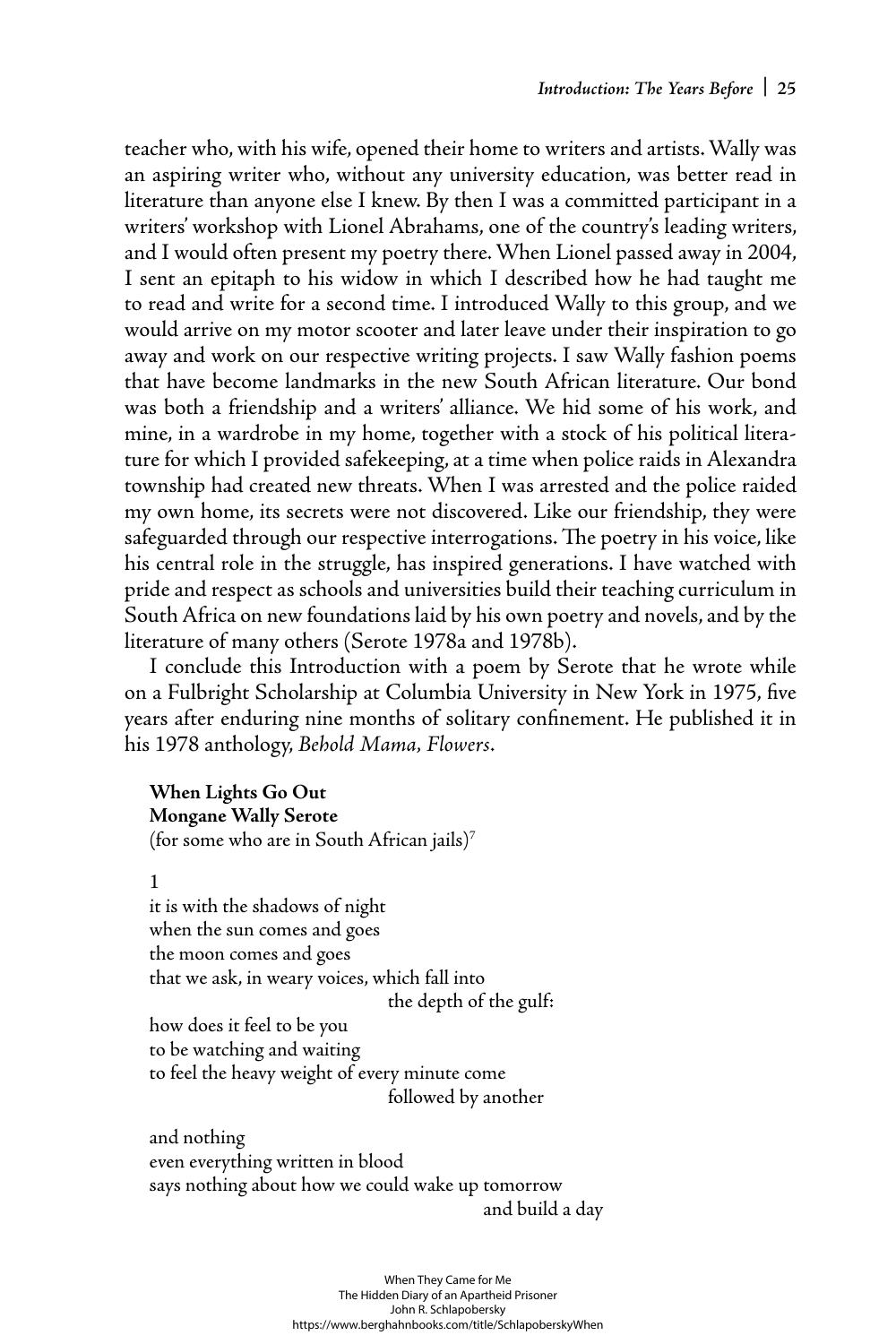teacher who, with his wife, opened their home to writers and artists. Wally was an aspiring writer who, without any university education, was better read in literature than anyone else I knew. By then I was a committed participant in a writers' workshop with Lionel Abrahams, one of the country's leading writers, and I would often present my poetry there. When Lionel passed away in 2004, I sent an epitaph to his widow in which I described how he had taught me to read and write for a second time. I introduced Wally to this group, and we would arrive on my motor scooter and later leave under their inspiration to go away and work on our respective writing projects. I saw Wally fashion poems that have become landmarks in the new South African literature. Our bond was both a friendship and a writers' alliance. We hid some of his work, and mine, in a wardrobe in my home, together with a stock of his political literature for which I provided safekeeping, at a time when police raids in Alexandra township had created new threats. When I was arrested and the police raided my own home, its secrets were not discovered. Like our friendship, they were safeguarded through our respective interrogations. The poetry in his voice, like his central role in the struggle, has inspired generations. I have watched with pride and respect as schools and universities build their teaching curriculum in South Africa on new foundations laid by his own poetry and novels, and by the literature of many others (Serote 1978a and 1978b).

I conclude this Introduction with a poem by Serote that he wrote while on a Fulbright Scholarship at Columbia University in New York in 1975, five years after enduring nine months of solitary confinement. He published it in his 1978 anthology, *Behold Mama, Flowers*.

**When Lights Go Out**
**Mongane Wally Serote**
(for some who are in South African jails)[7]

1
it is with the shadows of night
when the sun comes and goes
the moon comes and goes
that we ask, in weary voices, which fall into
the depth of the gulf:
how does it feel to be you
to be watching and waiting
to feel the heavy weight of every minute come
followed by another

and nothing
even everything written in blood
says nothing about how we could wake up tomorrow
and build a day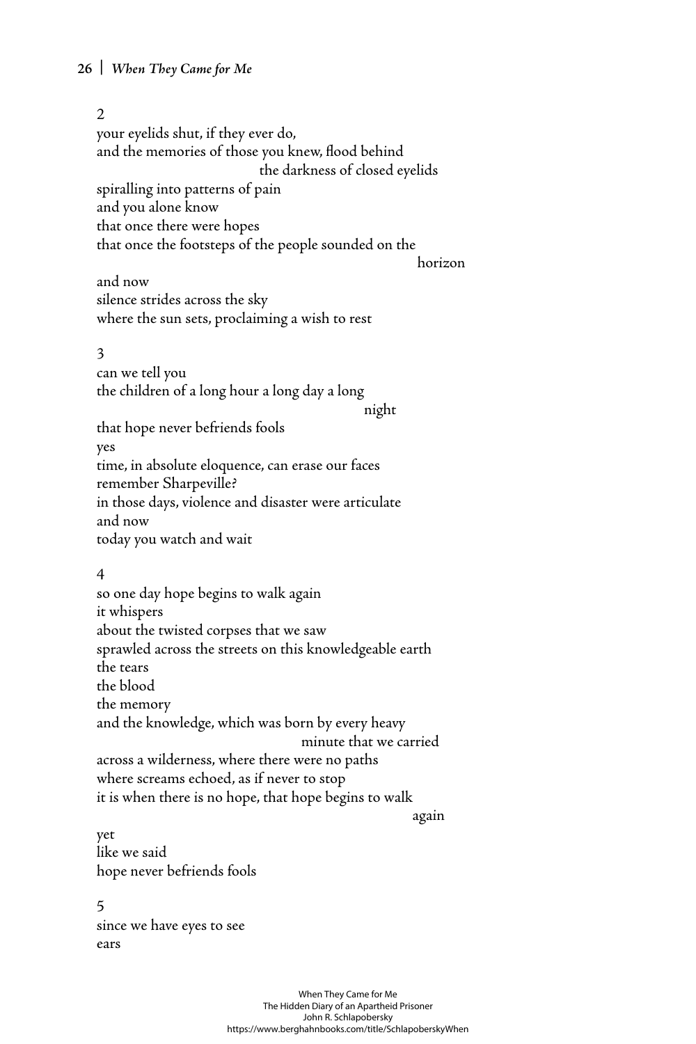2

your eyelids shut, if they ever do,
and the memories of those you knew, flood behind
the darkness of closed eyelids
spiralling into patterns of pain
and you alone know
that once there were hopes
that once the footsteps of the people sounded on the
horizon
and now
silence strides across the sky
where the sun sets, proclaiming a wish to rest

3

can we tell you
the children of a long hour a long day a long
night
that hope never befriends fools
yes
time, in absolute eloquence, can erase our faces
remember Sharpeville?
in those days, violence and disaster were articulate
and now
today you watch and wait

4

so one day hope begins to walk again
it whispers
about the twisted corpses that we saw
sprawled across the streets on this knowledgeable earth
the tears
the blood
the memory
and the knowledge, which was born by every heavy
minute that we carried
across a wilderness, where there were no paths
where screams echoed, as if never to stop
it is when there is no hope, that hope begins to walk
again
yet
like we said
hope never befriends fools

5

since we have eyes to see
ears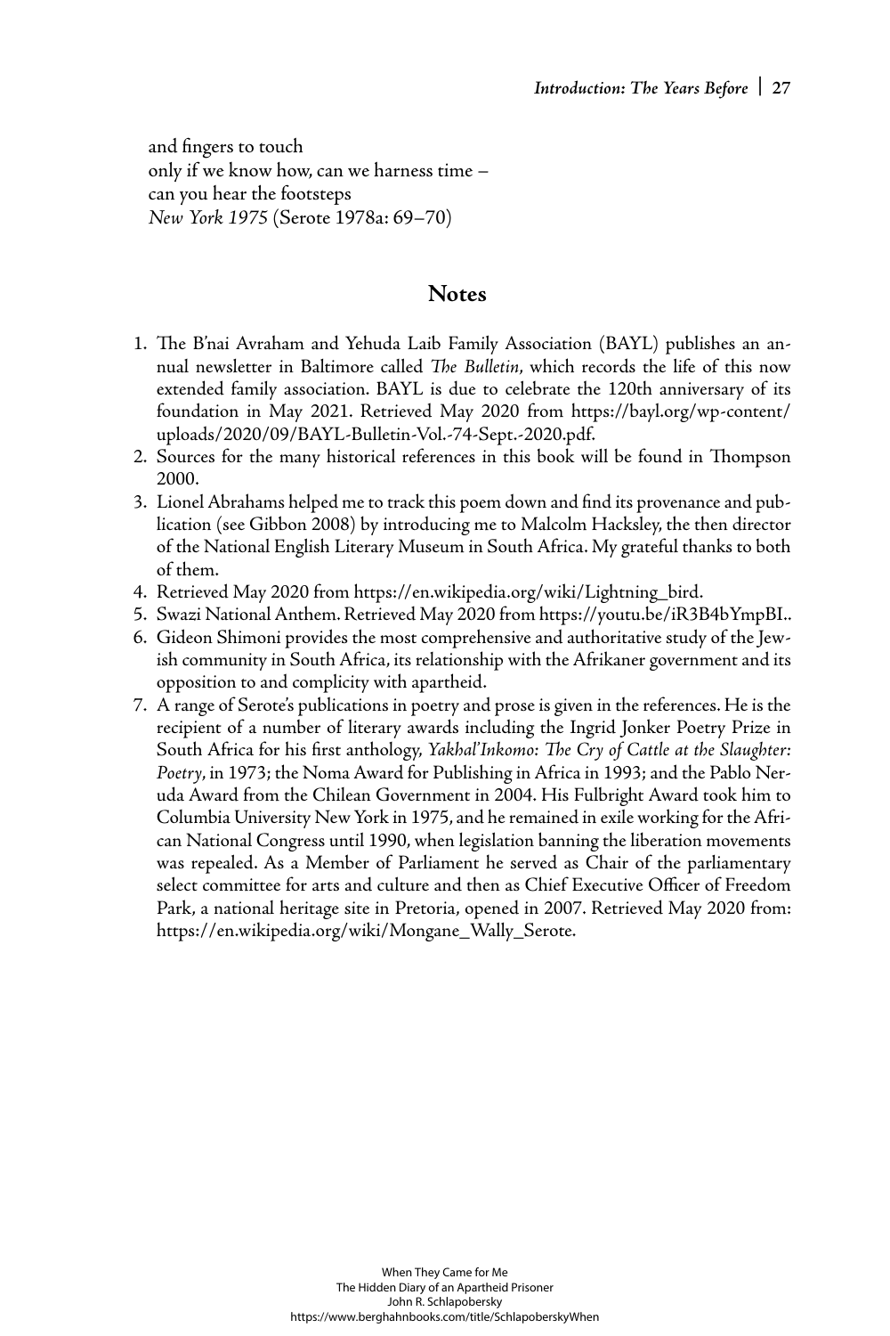and fingers to touch  
only if we know how, can we harness time –  
can you hear the footsteps  
*New York 1975* (Serote 1978a: 69–70)

## Notes

1. The B'nai Avraham and Yehuda Laib Family Association (BAYL) publishes an annual newsletter in Baltimore called *The Bulletin*, which records the life of this now extended family association. BAYL is due to celebrate the 120th anniversary of its foundation in May 2021. Retrieved May 2020 from https://bayl.org/wp-content/uploads/2020/09/BAYL-Bulletin-Vol.-74-Sept.-2020.pdf.
2. Sources for the many historical references in this book will be found in Thompson 2000.
3. Lionel Abrahams helped me to track this poem down and find its provenance and publication (see Gibbon 2008) by introducing me to Malcolm Hacksley, the then director of the National English Literary Museum in South Africa. My grateful thanks to both of them.
4. Retrieved May 2020 from https://en.wikipedia.org/wiki/Lightning_bird.
5. Swazi National Anthem. Retrieved May 2020 from https://youtu.be/iR3B4bYmpBI..
6. Gideon Shimoni provides the most comprehensive and authoritative study of the Jewish community in South Africa, its relationship with the Afrikaner government and its opposition to and complicity with apartheid.
7. A range of Serote's publications in poetry and prose is given in the references. He is the recipient of a number of literary awards including the Ingrid Jonker Poetry Prize in South Africa for his first anthology, *Yakhal'Inkomo: The Cry of Cattle at the Slaughter: Poetry*, in 1973; the Noma Award for Publishing in Africa in 1993; and the Pablo Neruda Award from the Chilean Government in 2004. His Fulbright Award took him to Columbia University New York in 1975, and he remained in exile working for the African National Congress until 1990, when legislation banning the liberation movements was repealed. As a Member of Parliament he served as Chair of the parliamentary select committee for arts and culture and then as Chief Executive Officer of Freedom Park, a national heritage site in Pretoria, opened in 2007. Retrieved May 2020 from: https://en.wikipedia.org/wiki/Mongane_Wally_Serote.